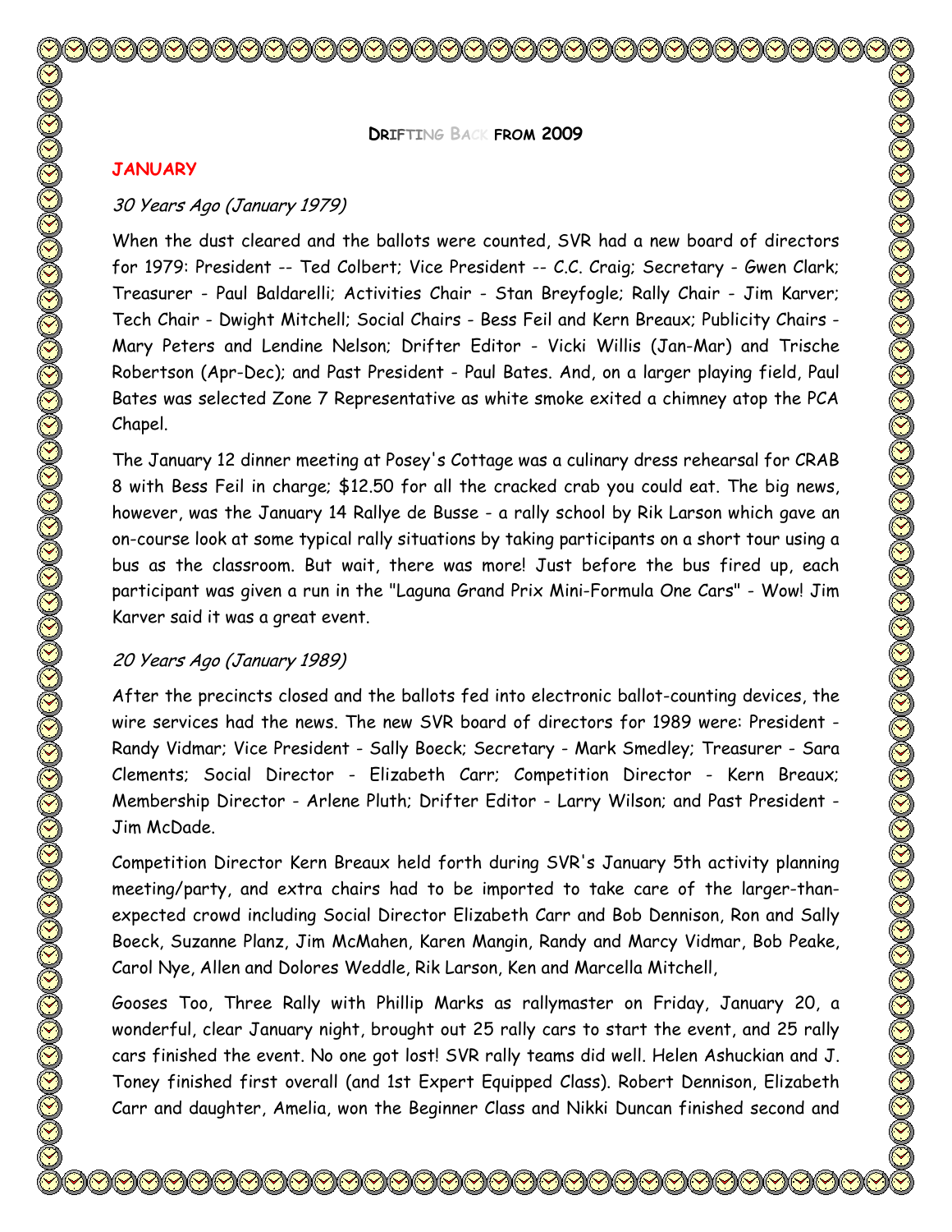# DRIFTING BACK FROM 2009

## JANUARY

### *30 Years Ago (January 1979)*

When the dust cleared and the ballots were counted, SVR had a new board of directors for 1979: President -- Ted Colbert; Vice President -- C.C. Craig; Secretary - Gwen Clark; Treasurer - Paul Baldarelli; Activities Chair - Stan Breyfogle; Rally Chair - Jim Karver; Tech Chair - Dwight Mitchell; Social Chairs - Bess Feil and Kern Breaux; Publicity Chairs - Mary Peters and Lendine Nelson; Drifter Editor - Vicki Willis (Jan-Mar) and Trische Robertson (Apr-Dec); and Past President - Paul Bates. And, on a larger playing field, Paul Bates was selected Zone 7 Representative as white smoke exited a chimney atop the PCA Chapel.

The January 12 dinner meeting at Posey's Cottage was a culinary dress rehearsal for CRAB 8 with Bess Feil in charge; $12.50 for all the cracked crab you could eat. The big news, however, was the January 14 Rallye de Busse - a rally school by Rik Larson which gave an on-course look at some typical rally situations by taking participants on a short tour using a bus as the classroom. But wait, there was more! Just before the bus fired up, each participant was given a run in the "Laguna Grand Prix Mini-Formula One Cars" - Wow! Jim Karver said it was a great event.

### *20 Years Ago (January 1989)*

After the precincts closed and the ballots fed into electronic ballot-counting devices, the wire services had the news. The new SVR board of directors for 1989 were: President - Randy Vidmar; Vice President - Sally Boeck; Secretary - Mark Smedley; Treasurer - Sara Clements; Social Director - Elizabeth Carr; Competition Director - Kern Breaux; Membership Director - Arlene Pluth; Drifter Editor - Larry Wilson; and Past President - Jim McDade.

Competition Director Kern Breaux held forth during SVR's January 5th activity planning meeting/party, and extra chairs had to be imported to take care of the larger-than-expected crowd including Social Director Elizabeth Carr and Bob Dennison, Ron and Sally Boeck, Suzanne Planz, Jim McMahen, Karen Mangin, Randy and Marcy Vidmar, Bob Peake, Carol Nye, Allen and Dolores Weddle, Rik Larson, Ken and Marcella Mitchell,

Gooses Too, Three Rally with Phillip Marks as rallymaster on Friday, January 20, a wonderful, clear January night, brought out 25 rally cars to start the event, and 25 rally cars finished the event. No one got lost! SVR rally teams did well. Helen Ashuckian and J. Toney finished first overall (and 1st Expert Equipped Class). Robert Dennison, Elizabeth Carr and daughter, Amelia, won the Beginner Class and Nikki Duncan finished second and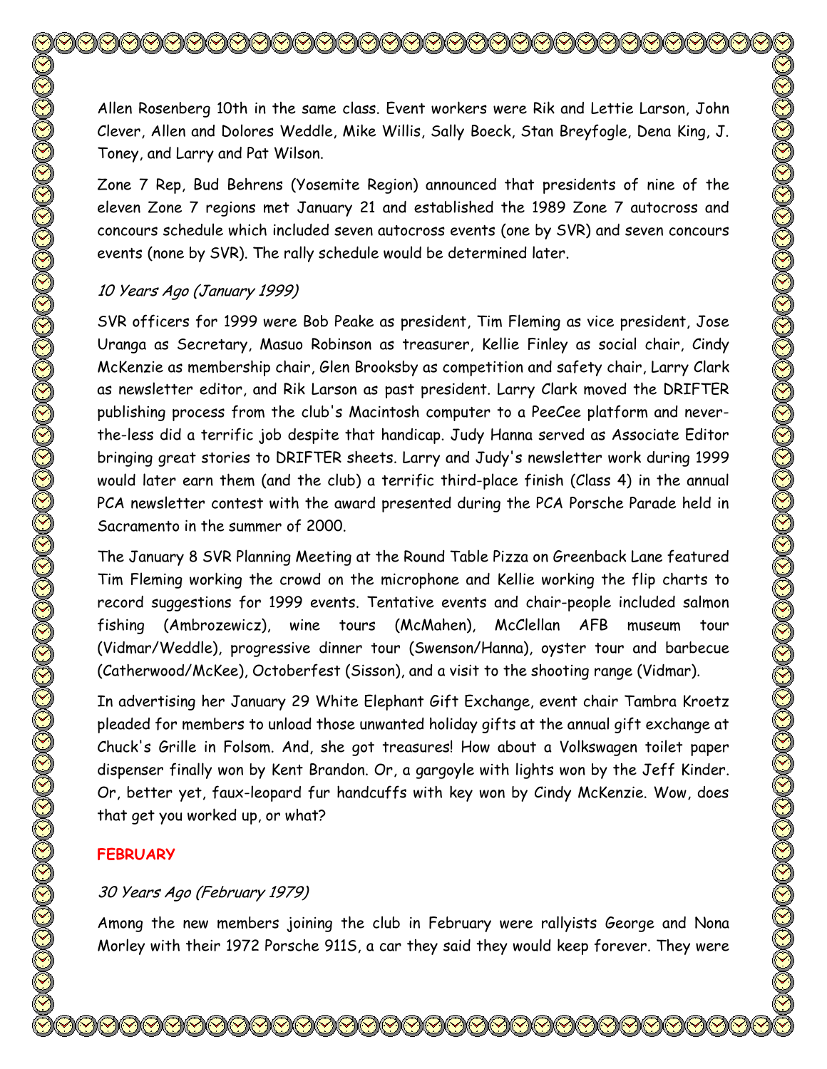Allen Rosenberg 10th in the same class. Event workers were Rik and Lettie Larson, John Clever, Allen and Dolores Weddle, Mike Willis, Sally Boeck, Stan Breyfogle, Dena King, J. Toney, and Larry and Pat Wilson.

Zone 7 Rep, Bud Behrens (Yosemite Region) announced that presidents of nine of the eleven Zone 7 regions met January 21 and established the 1989 Zone 7 autocross and concours schedule which included seven autocross events (one by SVR) and seven concours events (none by SVR). The rally schedule would be determined later.

### *10 Years Ago (January 1999)*

SVR officers for 1999 were Bob Peake as president, Tim Fleming as vice president, Jose Uranga as Secretary, Masuo Robinson as treasurer, Kellie Finley as social chair, Cindy McKenzie as membership chair, Glen Brooksby as competition and safety chair, Larry Clark as newsletter editor, and Rik Larson as past president. Larry Clark moved the DRIFTER publishing process from the club's Macintosh computer to a PeeCee platform and never-the-less did a terrific job despite that handicap. Judy Hanna served as Associate Editor bringing great stories to DRIFTER sheets. Larry and Judy's newsletter work during 1999 would later earn them (and the club) a terrific third-place finish (Class 4) in the annual PCA newsletter contest with the award presented during the PCA Porsche Parade held in Sacramento in the summer of 2000.

The January 8 SVR Planning Meeting at the Round Table Pizza on Greenback Lane featured Tim Fleming working the crowd on the microphone and Kellie working the flip charts to record suggestions for 1999 events. Tentative events and chair-people included salmon fishing (Ambrozewicz), wine tours (McMahen), McClellan AFB museum tour (Vidmar/Weddle), progressive dinner tour (Swenson/Hanna), oyster tour and barbecue (Catherwood/McKee), Octoberfest (Sisson), and a visit to the shooting range (Vidmar).

In advertising her January 29 White Elephant Gift Exchange, event chair Tambra Kroetz pleaded for members to unload those unwanted holiday gifts at the annual gift exchange at Chuck's Grille in Folsom. And, she got treasures! How about a Volkswagen toilet paper dispenser finally won by Kent Brandon. Or, a gargoyle with lights won by the Jeff Kinder. Or, better yet, faux-leopard fur handcuffs with key won by Cindy McKenzie. Wow, does that get you worked up, or what?

## FEBRUARY

### *30 Years Ago (February 1979)*

Among the new members joining the club in February were rallyists George and Nona Morley with their 1972 Porsche 911S, a car they said they would keep forever. They were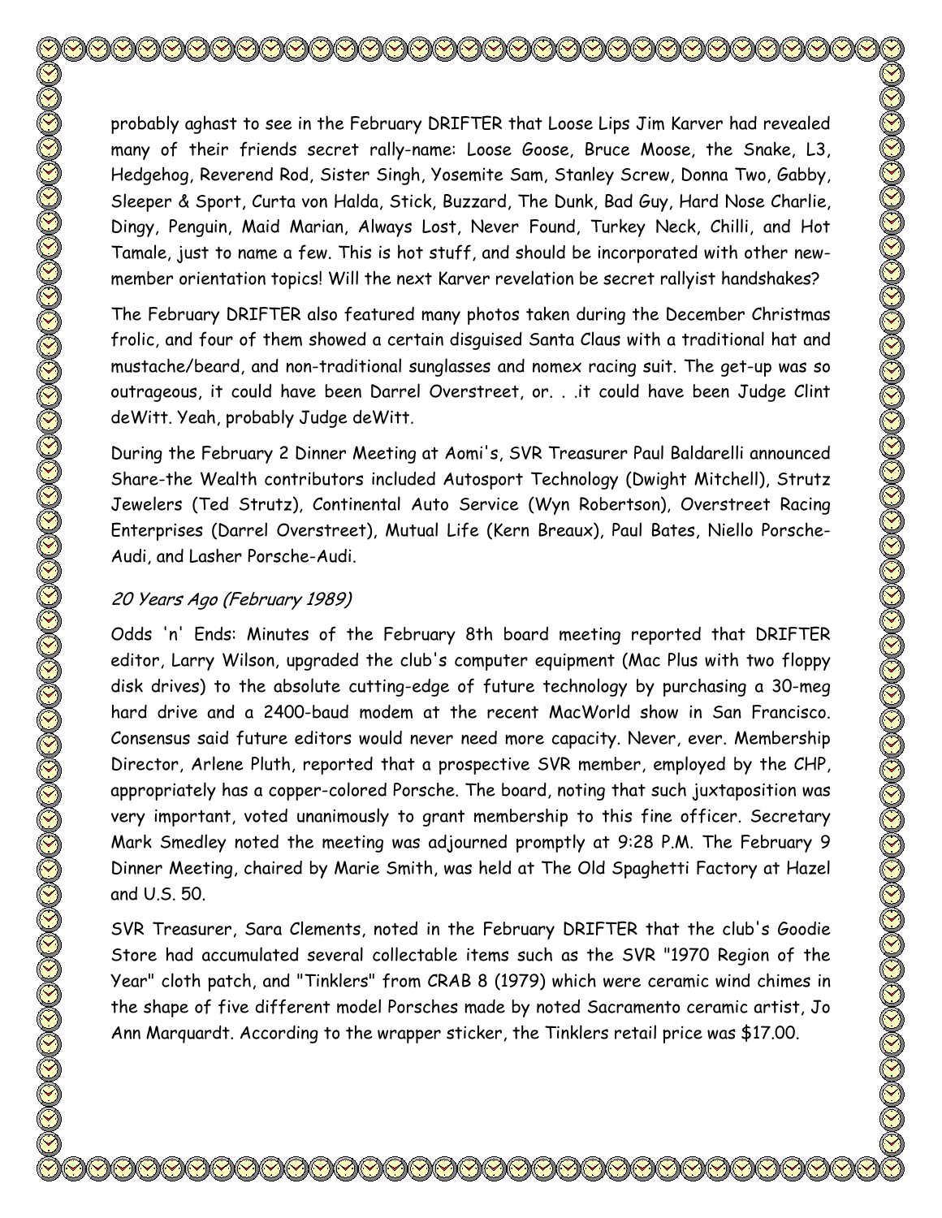probably aghast to see in the February DRIFTER that Loose Lips Jim Karver had revealed many of their friends secret rally-name: Loose Goose, Bruce Moose, the Snake, L3, Hedgehog, Reverend Rod, Sister Singh, Yosemite Sam, Stanley Screw, Donna Two, Gabby, Sleeper & Sport, Curta von Halda, Stick, Buzzard, The Dunk, Bad Guy, Hard Nose Charlie, Dingy, Penguin, Maid Marian, Always Lost, Never Found, Turkey Neck, Chilli, and Hot Tamale, just to name a few. This is hot stuff, and should be incorporated with other new-member orientation topics! Will the next Karver revelation be secret rallyist handshakes?

The February DRIFTER also featured many photos taken during the December Christmas frolic, and four of them showed a certain disguised Santa Claus with a traditional hat and mustache/beard, and non-traditional sunglasses and nomex racing suit. The get-up was so outrageous, it could have been Darrel Overstreet, or. . .it could have been Judge Clint deWitt. Yeah, probably Judge deWitt.

During the February 2 Dinner Meeting at Aomi's, SVR Treasurer Paul Baldarelli announced Share-the Wealth contributors included Autosport Technology (Dwight Mitchell), Strutz Jewelers (Ted Strutz), Continental Auto Service (Wyn Robertson), Overstreet Racing Enterprises (Darrel Overstreet), Mutual Life (Kern Breaux), Paul Bates, Niello Porsche-Audi, and Lasher Porsche-Audi.

### *20 Years Ago (February 1989)*

Odds 'n' Ends: Minutes of the February 8th board meeting reported that DRIFTER editor, Larry Wilson, upgraded the club's computer equipment (Mac Plus with two floppy disk drives) to the absolute cutting-edge of future technology by purchasing a 30-meg hard drive and a 2400-baud modem at the recent MacWorld show in San Francisco. Consensus said future editors would never need more capacity. Never, ever. Membership Director, Arlene Pluth, reported that a prospective SVR member, employed by the CHP, appropriately has a copper-colored Porsche. The board, noting that such juxtaposition was very important, voted unanimously to grant membership to this fine officer. Secretary Mark Smedley noted the meeting was adjourned promptly at 9:28 P.M. The February 9 Dinner Meeting, chaired by Marie Smith, was held at The Old Spaghetti Factory at Hazel and U.S. 50.

SVR Treasurer, Sara Clements, noted in the February DRIFTER that the club's Goodie Store had accumulated several collectable items such as the SVR "1970 Region of the Year" cloth patch, and "Tinklers" from CRAB 8 (1979) which were ceramic wind chimes in the shape of five different model Porsches made by noted Sacramento ceramic artist, Jo Ann Marquardt. According to the wrapper sticker, the Tinklers retail price was $17.00.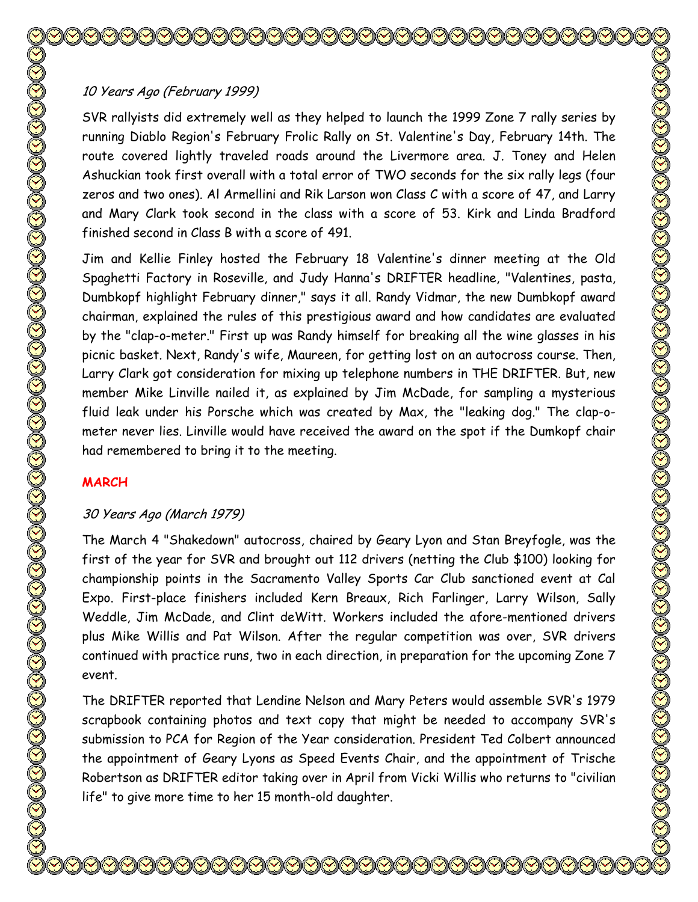*10 Years Ago (February 1999)*

SVR rallyists did extremely well as they helped to launch the 1999 Zone 7 rally series by running Diablo Region's February Frolic Rally on St. Valentine's Day, February 14th. The route covered lightly traveled roads around the Livermore area. J. Toney and Helen Ashuckian took first overall with a total error of TWO seconds for the six rally legs (four zeros and two ones). Al Armellini and Rik Larson won Class C with a score of 47, and Larry and Mary Clark took second in the class with a score of 53. Kirk and Linda Bradford finished second in Class B with a score of 491.

Jim and Kellie Finley hosted the February 18 Valentine's dinner meeting at the Old Spaghetti Factory in Roseville, and Judy Hanna's DRIFTER headline, "Valentines, pasta, Dumbkopf highlight February dinner," says it all. Randy Vidmar, the new Dumbkopf award chairman, explained the rules of this prestigious award and how candidates are evaluated by the "clap-o-meter." First up was Randy himself for breaking all the wine glasses in his picnic basket. Next, Randy's wife, Maureen, for getting lost on an autocross course. Then, Larry Clark got consideration for mixing up telephone numbers in THE DRIFTER. But, new member Mike Linville nailed it, as explained by Jim McDade, for sampling a mysterious fluid leak under his Porsche which was created by Max, the "leaking dog." The clap-o-meter never lies. Linville would have received the award on the spot if the Dumkopf chair had remembered to bring it to the meeting.

**MARCH**

*30 Years Ago (March 1979)*

The March 4 "Shakedown" autocross, chaired by Geary Lyon and Stan Breyfogle, was the first of the year for SVR and brought out 112 drivers (netting the Club $100) looking for championship points in the Sacramento Valley Sports Car Club sanctioned event at Cal Expo. First-place finishers included Kern Breaux, Rich Farlinger, Larry Wilson, Sally Weddle, Jim McDade, and Clint deWitt. Workers included the afore-mentioned drivers plus Mike Willis and Pat Wilson. After the regular competition was over, SVR drivers continued with practice runs, two in each direction, in preparation for the upcoming Zone 7 event.

The DRIFTER reported that Lendine Nelson and Mary Peters would assemble SVR's 1979 scrapbook containing photos and text copy that might be needed to accompany SVR's submission to PCA for Region of the Year consideration. President Ted Colbert announced the appointment of Geary Lyons as Speed Events Chair, and the appointment of Trische Robertson as DRIFTER editor taking over in April from Vicki Willis who returns to "civilian life" to give more time to her 15 month-old daughter.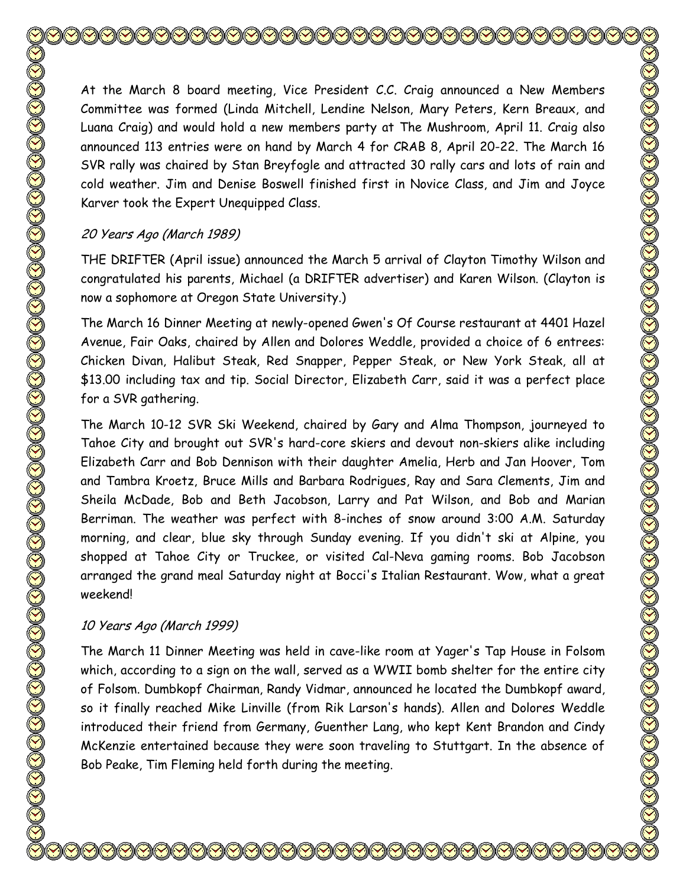At the March 8 board meeting, Vice President C.C. Craig announced a New Members Committee was formed (Linda Mitchell, Lendine Nelson, Mary Peters, Kern Breaux, and Luana Craig) and would hold a new members party at The Mushroom, April 11. Craig also announced 113 entries were on hand by March 4 for CRAB 8, April 20-22. The March 16 SVR rally was chaired by Stan Breyfogle and attracted 30 rally cars and lots of rain and cold weather. Jim and Denise Boswell finished first in Novice Class, and Jim and Joyce Karver took the Expert Unequipped Class.

*20 Years Ago (March 1989)*

THE DRIFTER (April issue) announced the March 5 arrival of Clayton Timothy Wilson and congratulated his parents, Michael (a DRIFTER advertiser) and Karen Wilson. (Clayton is now a sophomore at Oregon State University.)

The March 16 Dinner Meeting at newly-opened Gwen's Of Course restaurant at 4401 Hazel Avenue, Fair Oaks, chaired by Allen and Dolores Weddle, provided a choice of 6 entrees: Chicken Divan, Halibut Steak, Red Snapper, Pepper Steak, or New York Steak, all at $13.00 including tax and tip. Social Director, Elizabeth Carr, said it was a perfect place for a SVR gathering.

The March 10-12 SVR Ski Weekend, chaired by Gary and Alma Thompson, journeyed to Tahoe City and brought out SVR's hard-core skiers and devout non-skiers alike including Elizabeth Carr and Bob Dennison with their daughter Amelia, Herb and Jan Hoover, Tom and Tambra Kroetz, Bruce Mills and Barbara Rodrigues, Ray and Sara Clements, Jim and Sheila McDade, Bob and Beth Jacobson, Larry and Pat Wilson, and Bob and Marian Berriman. The weather was perfect with 8-inches of snow around 3:00 A.M. Saturday morning, and clear, blue sky through Sunday evening. If you didn't ski at Alpine, you shopped at Tahoe City or Truckee, or visited Cal-Neva gaming rooms. Bob Jacobson arranged the grand meal Saturday night at Bocci's Italian Restaurant. Wow, what a great weekend!

*10 Years Ago (March 1999)*

The March 11 Dinner Meeting was held in cave-like room at Yager's Tap House in Folsom which, according to a sign on the wall, served as a WWII bomb shelter for the entire city of Folsom. Dumbkopf Chairman, Randy Vidmar, announced he located the Dumbkopf award, so it finally reached Mike Linville (from Rik Larson's hands). Allen and Dolores Weddle introduced their friend from Germany, Guenther Lang, who kept Kent Brandon and Cindy McKenzie entertained because they were soon traveling to Stuttgart. In the absence of Bob Peake, Tim Fleming held forth during the meeting.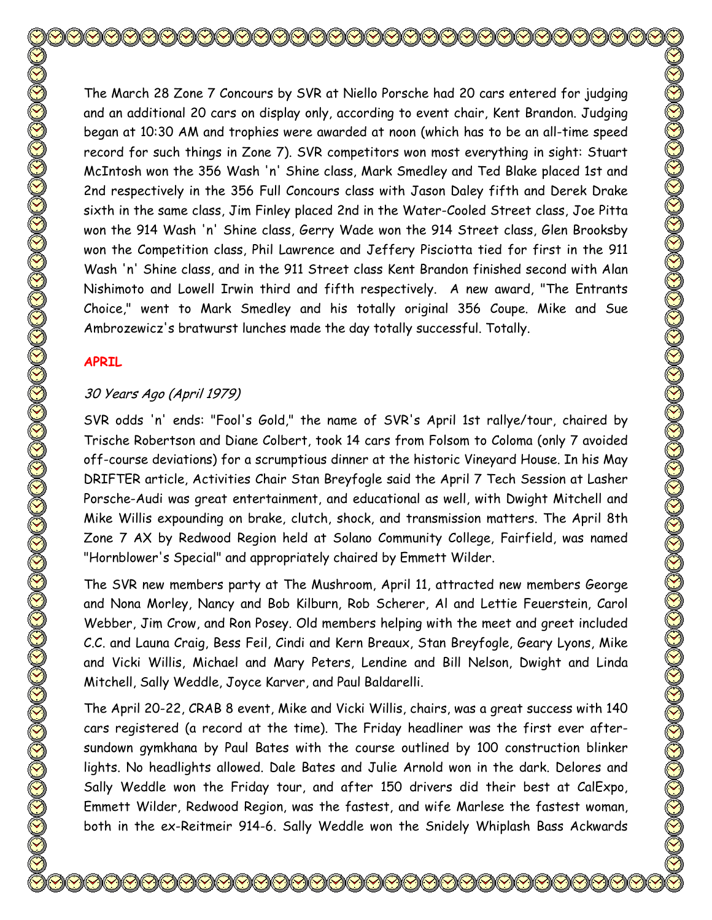The March 28 Zone 7 Concours by SVR at Niello Porsche had 20 cars entered for judging and an additional 20 cars on display only, according to event chair, Kent Brandon. Judging began at 10:30 AM and trophies were awarded at noon (which has to be an all-time speed record for such things in Zone 7). SVR competitors won most everything in sight: Stuart McIntosh won the 356 Wash 'n' Shine class, Mark Smedley and Ted Blake placed 1st and 2nd respectively in the 356 Full Concours class with Jason Daley fifth and Derek Drake sixth in the same class, Jim Finley placed 2nd in the Water-Cooled Street class, Joe Pitta won the 914 Wash 'n' Shine class, Gerry Wade won the 914 Street class, Glen Brooksby won the Competition class, Phil Lawrence and Jeffery Pisciotta tied for first in the 911 Wash 'n' Shine class, and in the 911 Street class Kent Brandon finished second with Alan Nishimoto and Lowell Irwin third and fifth respectively. A new award, "The Entrants Choice," went to Mark Smedley and his totally original 356 Coupe. Mike and Sue Ambrozewicz's bratwurst lunches made the day totally successful. Totally.

## APRIL

### *30 Years Ago (April 1979)*

SVR odds 'n' ends: "Fool's Gold," the name of SVR's April 1st rallye/tour, chaired by Trische Robertson and Diane Colbert, took 14 cars from Folsom to Coloma (only 7 avoided off-course deviations) for a scrumptious dinner at the historic Vineyard House. In his May DRIFTER article, Activities Chair Stan Breyfogle said the April 7 Tech Session at Lasher Porsche-Audi was great entertainment, and educational as well, with Dwight Mitchell and Mike Willis expounding on brake, clutch, shock, and transmission matters. The April 8th Zone 7 AX by Redwood Region held at Solano Community College, Fairfield, was named "Hornblower's Special" and appropriately chaired by Emmett Wilder.

The SVR new members party at The Mushroom, April 11, attracted new members George and Nona Morley, Nancy and Bob Kilburn, Rob Scherer, Al and Lettie Feuerstein, Carol Webber, Jim Crow, and Ron Posey. Old members helping with the meet and greet included C.C. and Launa Craig, Bess Feil, Cindi and Kern Breaux, Stan Breyfogle, Geary Lyons, Mike and Vicki Willis, Michael and Mary Peters, Lendine and Bill Nelson, Dwight and Linda Mitchell, Sally Weddle, Joyce Karver, and Paul Baldarelli.

The April 20-22, CRAB 8 event, Mike and Vicki Willis, chairs, was a great success with 140 cars registered (a record at the time). The Friday headliner was the first ever after-sundown gymkhana by Paul Bates with the course outlined by 100 construction blinker lights. No headlights allowed. Dale Bates and Julie Arnold won in the dark. Delores and Sally Weddle won the Friday tour, and after 150 drivers did their best at CalExpo, Emmett Wilder, Redwood Region, was the fastest, and wife Marlese the fastest woman, both in the ex-Reitmeir 914-6. Sally Weddle won the Snidely Whiplash Bass Ackwards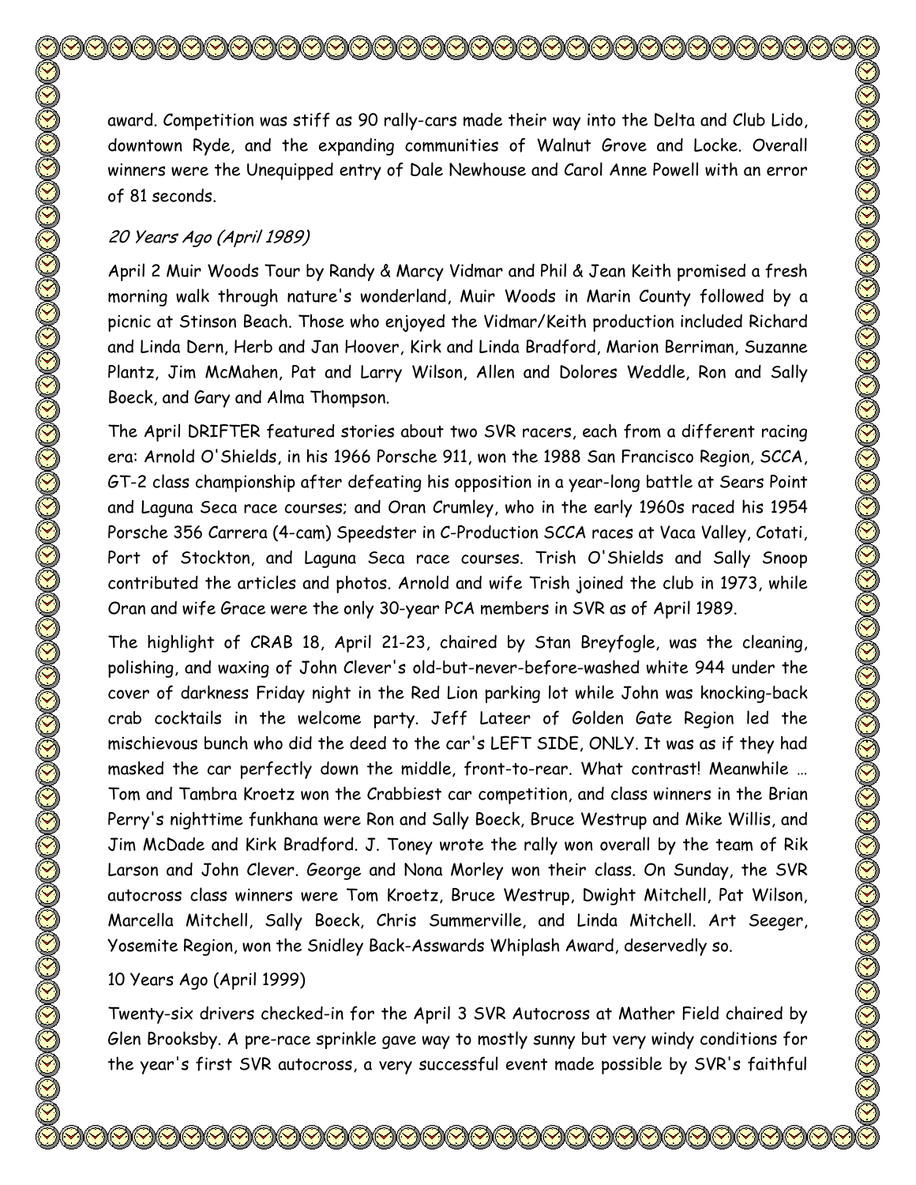award. Competition was stiff as 90 rally-cars made their way into the Delta and Club Lido, downtown Ryde, and the expanding communities of Walnut Grove and Locke. Overall winners were the Unequipped entry of Dale Newhouse and Carol Anne Powell with an error of 81 seconds.

*20 Years Ago (April 1989)*

April 2 Muir Woods Tour by Randy & Marcy Vidmar and Phil & Jean Keith promised a fresh morning walk through nature's wonderland, Muir Woods in Marin County followed by a picnic at Stinson Beach. Those who enjoyed the Vidmar/Keith production included Richard and Linda Dern, Herb and Jan Hoover, Kirk and Linda Bradford, Marion Berriman, Suzanne Plantz, Jim McMahen, Pat and Larry Wilson, Allen and Dolores Weddle, Ron and Sally Boeck, and Gary and Alma Thompson.

The April DRIFTER featured stories about two SVR racers, each from a different racing era: Arnold O'Shields, in his 1966 Porsche 911, won the 1988 San Francisco Region, SCCA, GT-2 class championship after defeating his opposition in a year-long battle at Sears Point and Laguna Seca race courses; and Oran Crumley, who in the early 1960s raced his 1954 Porsche 356 Carrera (4-cam) Speedster in C-Production SCCA races at Vaca Valley, Cotati, Port of Stockton, and Laguna Seca race courses. Trish O'Shields and Sally Snoop contributed the articles and photos. Arnold and wife Trish joined the club in 1973, while Oran and wife Grace were the only 30-year PCA members in SVR as of April 1989.

The highlight of CRAB 18, April 21-23, chaired by Stan Breyfogle, was the cleaning, polishing, and waxing of John Clever's old-but-never-before-washed white 944 under the cover of darkness Friday night in the Red Lion parking lot while John was knocking-back crab cocktails in the welcome party. Jeff Lateer of Golden Gate Region led the mischievous bunch who did the deed to the car's LEFT SIDE, ONLY. It was as if they had masked the car perfectly down the middle, front-to-rear. What contrast! Meanwhile … Tom and Tambra Kroetz won the Crabbiest car competition, and class winners in the Brian Perry's nighttime funkhana were Ron and Sally Boeck, Bruce Westrup and Mike Willis, and Jim McDade and Kirk Bradford. J. Toney wrote the rally won overall by the team of Rik Larson and John Clever. George and Nona Morley won their class. On Sunday, the SVR autocross class winners were Tom Kroetz, Bruce Westrup, Dwight Mitchell, Pat Wilson, Marcella Mitchell, Sally Boeck, Chris Summerville, and Linda Mitchell. Art Seeger, Yosemite Region, won the Snidley Back-Asswards Whiplash Award, deservedly so.

10 Years Ago (April 1999)

Twenty-six drivers checked-in for the April 3 SVR Autocross at Mather Field chaired by Glen Brooksby. A pre-race sprinkle gave way to mostly sunny but very windy conditions for the year's first SVR autocross, a very successful event made possible by SVR's faithful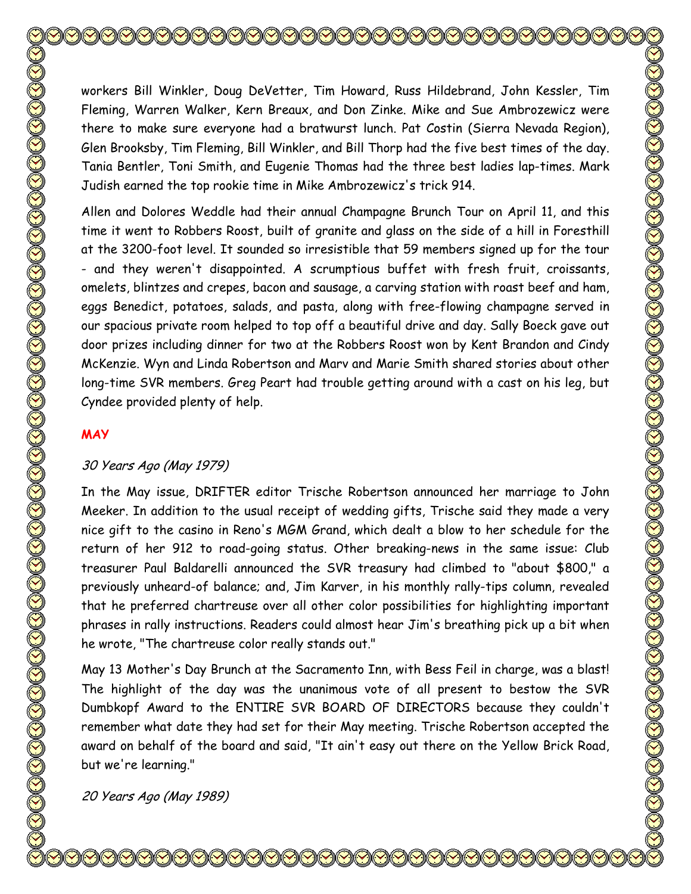workers Bill Winkler, Doug DeVetter, Tim Howard, Russ Hildebrand, John Kessler, Tim Fleming, Warren Walker, Kern Breaux, and Don Zinke. Mike and Sue Ambrozewicz were there to make sure everyone had a bratwurst lunch. Pat Costin (Sierra Nevada Region), Glen Brooksby, Tim Fleming, Bill Winkler, and Bill Thorp had the five best times of the day. Tania Bentler, Toni Smith, and Eugenie Thomas had the three best ladies lap-times. Mark Judish earned the top rookie time in Mike Ambrozewicz's trick 914.

Allen and Dolores Weddle had their annual Champagne Brunch Tour on April 11, and this time it went to Robbers Roost, built of granite and glass on the side of a hill in Foresthill at the 3200-foot level. It sounded so irresistible that 59 members signed up for the tour - and they weren't disappointed. A scrumptious buffet with fresh fruit, croissants, omelets, blintzes and crepes, bacon and sausage, a carving station with roast beef and ham, eggs Benedict, potatoes, salads, and pasta, along with free-flowing champagne served in our spacious private room helped to top off a beautiful drive and day. Sally Boeck gave out door prizes including dinner for two at the Robbers Roost won by Kent Brandon and Cindy McKenzie. Wyn and Linda Robertson and Marv and Marie Smith shared stories about other long-time SVR members. Greg Peart had trouble getting around with a cast on his leg, but Cyndee provided plenty of help.

## MAY

*30 Years Ago (May 1979)*

In the May issue, DRIFTER editor Trische Robertson announced her marriage to John Meeker. In addition to the usual receipt of wedding gifts, Trische said they made a very nice gift to the casino in Reno's MGM Grand, which dealt a blow to her schedule for the return of her 912 to road-going status. Other breaking-news in the same issue: Club treasurer Paul Baldarelli announced the SVR treasury had climbed to "about $800," a previously unheard-of balance; and, Jim Karver, in his monthly rally-tips column, revealed that he preferred chartreuse over all other color possibilities for highlighting important phrases in rally instructions. Readers could almost hear Jim's breathing pick up a bit when he wrote, "The chartreuse color really stands out."

May 13 Mother's Day Brunch at the Sacramento Inn, with Bess Feil in charge, was a blast! The highlight of the day was the unanimous vote of all present to bestow the SVR Dumbkopf Award to the ENTIRE SVR BOARD OF DIRECTORS because they couldn't remember what date they had set for their May meeting. Trische Robertson accepted the award on behalf of the board and said, "It ain't easy out there on the Yellow Brick Road, but we're learning."

*20 Years Ago (May 1989)*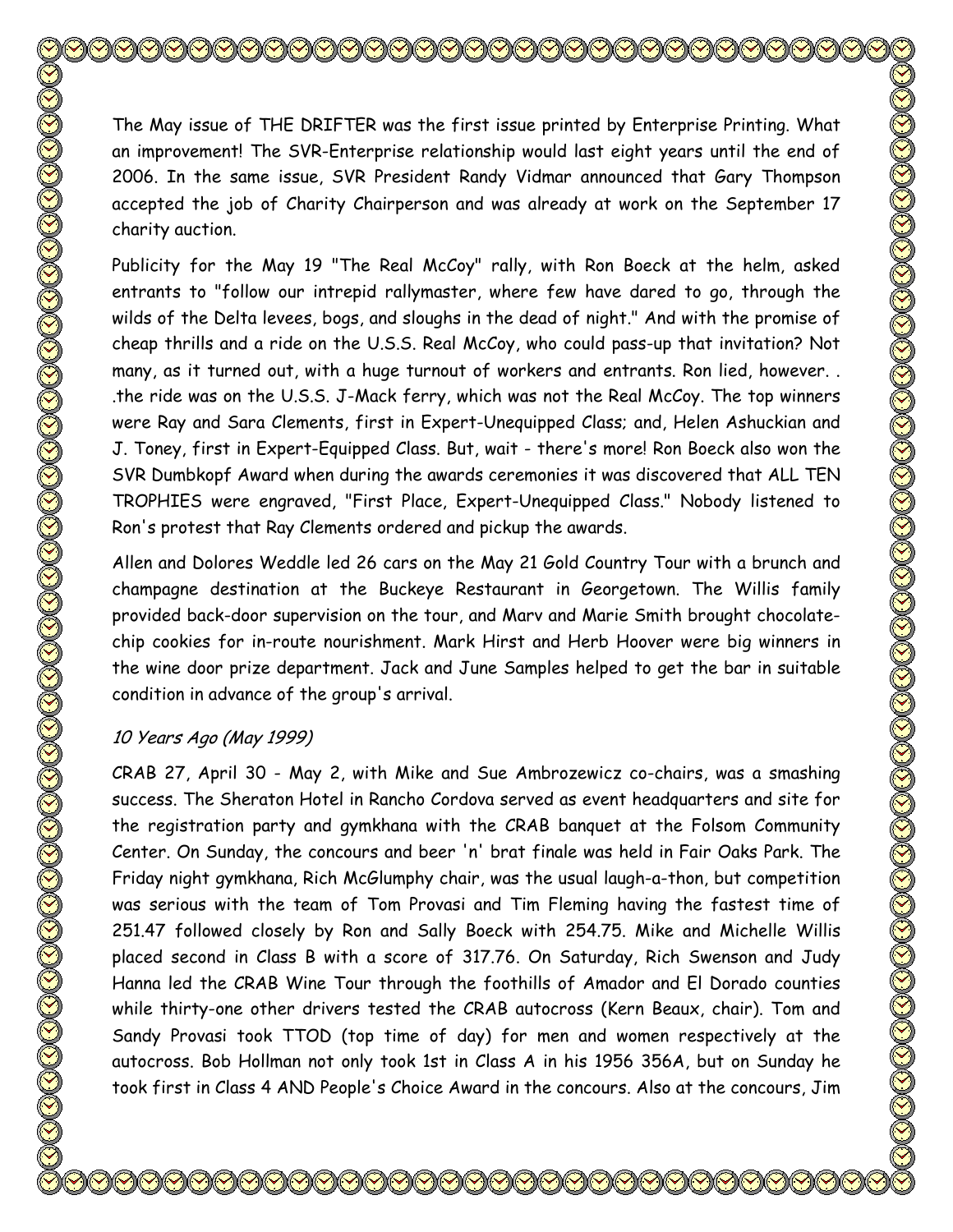The May issue of THE DRIFTER was the first issue printed by Enterprise Printing. What an improvement! The SVR-Enterprise relationship would last eight years until the end of 2006. In the same issue, SVR President Randy Vidmar announced that Gary Thompson accepted the job of Charity Chairperson and was already at work on the September 17 charity auction.

Publicity for the May 19 "The Real McCoy" rally, with Ron Boeck at the helm, asked entrants to "follow our intrepid rallymaster, where few have dared to go, through the wilds of the Delta levees, bogs, and sloughs in the dead of night." And with the promise of cheap thrills and a ride on the U.S.S. Real McCoy, who could pass-up that invitation? Not many, as it turned out, with a huge turnout of workers and entrants. Ron lied, however. . .the ride was on the U.S.S. J-Mack ferry, which was not the Real McCoy. The top winners were Ray and Sara Clements, first in Expert-Unequipped Class; and, Helen Ashuckian and J. Toney, first in Expert-Equipped Class. But, wait - there's more! Ron Boeck also won the SVR Dumbkopf Award when during the awards ceremonies it was discovered that ALL TEN TROPHIES were engraved, "First Place, Expert-Unequipped Class." Nobody listened to Ron's protest that Ray Clements ordered and pickup the awards.

Allen and Dolores Weddle led 26 cars on the May 21 Gold Country Tour with a brunch and champagne destination at the Buckeye Restaurant in Georgetown. The Willis family provided back-door supervision on the tour, and Marv and Marie Smith brought chocolate-chip cookies for in-route nourishment. Mark Hirst and Herb Hoover were big winners in the wine door prize department. Jack and June Samples helped to get the bar in suitable condition in advance of the group's arrival.

*10 Years Ago (May 1999)*

CRAB 27, April 30 - May 2, with Mike and Sue Ambrozewicz co-chairs, was a smashing success. The Sheraton Hotel in Rancho Cordova served as event headquarters and site for the registration party and gymkhana with the CRAB banquet at the Folsom Community Center. On Sunday, the concours and beer 'n' brat finale was held in Fair Oaks Park. The Friday night gymkhana, Rich McGlumphy chair, was the usual laugh-a-thon, but competition was serious with the team of Tom Provasi and Tim Fleming having the fastest time of 251.47 followed closely by Ron and Sally Boeck with 254.75. Mike and Michelle Willis placed second in Class B with a score of 317.76. On Saturday, Rich Swenson and Judy Hanna led the CRAB Wine Tour through the foothills of Amador and El Dorado counties while thirty-one other drivers tested the CRAB autocross (Kern Beaux, chair). Tom and Sandy Provasi took TTOD (top time of day) for men and women respectively at the autocross. Bob Hollman not only took 1st in Class A in his 1956 356A, but on Sunday he took first in Class 4 AND People's Choice Award in the concours. Also at the concours, Jim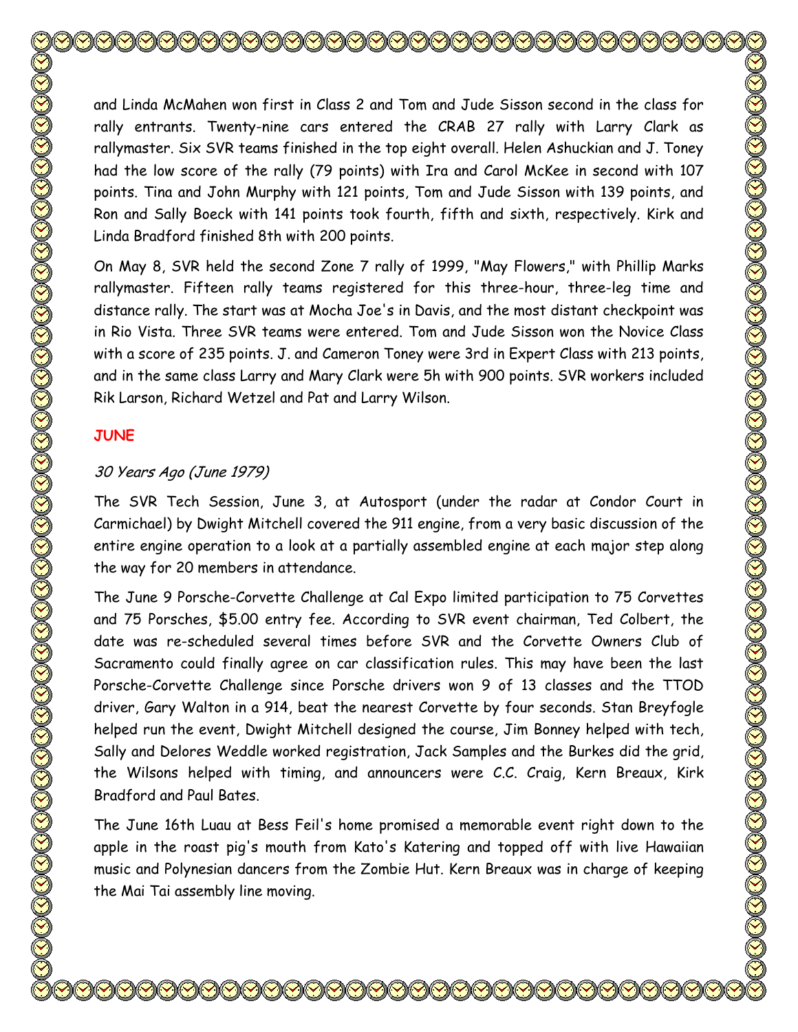and Linda McMahen won first in Class 2 and Tom and Jude Sisson second in the class for rally entrants. Twenty-nine cars entered the CRAB 27 rally with Larry Clark as rallymaster. Six SVR teams finished in the top eight overall. Helen Ashuckian and J. Toney had the low score of the rally (79 points) with Ira and Carol McKee in second with 107 points. Tina and John Murphy with 121 points, Tom and Jude Sisson with 139 points, and Ron and Sally Boeck with 141 points took fourth, fifth and sixth, respectively. Kirk and Linda Bradford finished 8th with 200 points.

On May 8, SVR held the second Zone 7 rally of 1999, "May Flowers," with Phillip Marks rallymaster. Fifteen rally teams registered for this three-hour, three-leg time and distance rally. The start was at Mocha Joe's in Davis, and the most distant checkpoint was in Rio Vista. Three SVR teams were entered. Tom and Jude Sisson won the Novice Class with a score of 235 points. J. and Cameron Toney were 3rd in Expert Class with 213 points, and in the same class Larry and Mary Clark were 5h with 900 points. SVR workers included Rik Larson, Richard Wetzel and Pat and Larry Wilson.

## JUNE

### *30 Years Ago (June 1979)*

The SVR Tech Session, June 3, at Autosport (under the radar at Condor Court in Carmichael) by Dwight Mitchell covered the 911 engine, from a very basic discussion of the entire engine operation to a look at a partially assembled engine at each major step along the way for 20 members in attendance.

The June 9 Porsche-Corvette Challenge at Cal Expo limited participation to 75 Corvettes and 75 Porsches, $5.00 entry fee. According to SVR event chairman, Ted Colbert, the date was re-scheduled several times before SVR and the Corvette Owners Club of Sacramento could finally agree on car classification rules. This may have been the last Porsche-Corvette Challenge since Porsche drivers won 9 of 13 classes and the TTOD driver, Gary Walton in a 914, beat the nearest Corvette by four seconds. Stan Breyfogle helped run the event, Dwight Mitchell designed the course, Jim Bonney helped with tech, Sally and Delores Weddle worked registration, Jack Samples and the Burkes did the grid, the Wilsons helped with timing, and announcers were C.C. Craig, Kern Breaux, Kirk Bradford and Paul Bates.

The June 16th Luau at Bess Feil's home promised a memorable event right down to the apple in the roast pig's mouth from Kato's Katering and topped off with live Hawaiian music and Polynesian dancers from the Zombie Hut. Kern Breaux was in charge of keeping the Mai Tai assembly line moving.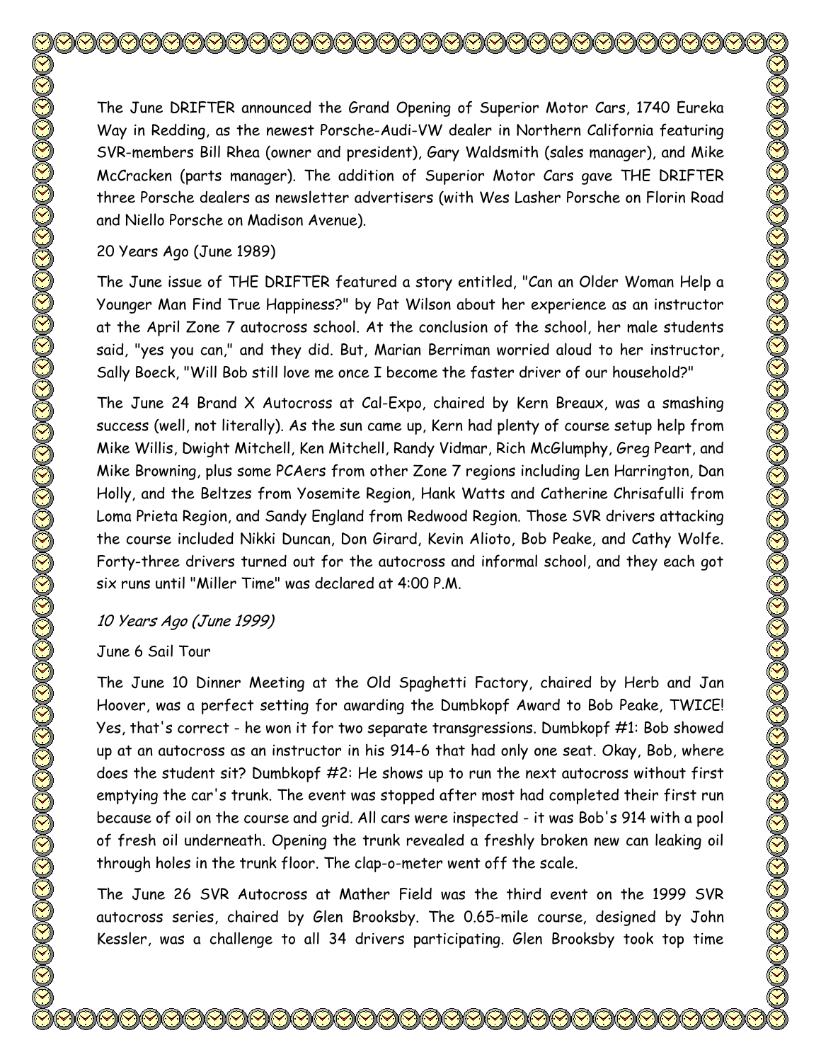The June DRIFTER announced the Grand Opening of Superior Motor Cars, 1740 Eureka Way in Redding, as the newest Porsche-Audi-VW dealer in Northern California featuring SVR-members Bill Rhea (owner and president), Gary Waldsmith (sales manager), and Mike McCracken (parts manager). The addition of Superior Motor Cars gave THE DRIFTER three Porsche dealers as newsletter advertisers (with Wes Lasher Porsche on Florin Road and Niello Porsche on Madison Avenue).

20 Years Ago (June 1989)

The June issue of THE DRIFTER featured a story entitled, "Can an Older Woman Help a Younger Man Find True Happiness?" by Pat Wilson about her experience as an instructor at the April Zone 7 autocross school. At the conclusion of the school, her male students said, "yes you can," and they did. But, Marian Berriman worried aloud to her instructor, Sally Boeck, "Will Bob still love me once I become the faster driver of our household?"

The June 24 Brand X Autocross at Cal-Expo, chaired by Kern Breaux, was a smashing success (well, not literally). As the sun came up, Kern had plenty of course setup help from Mike Willis, Dwight Mitchell, Ken Mitchell, Randy Vidmar, Rich McGlumphy, Greg Peart, and Mike Browning, plus some PCAers from other Zone 7 regions including Len Harrington, Dan Holly, and the Beltzes from Yosemite Region, Hank Watts and Catherine Chrisafulli from Loma Prieta Region, and Sandy England from Redwood Region. Those SVR drivers attacking the course included Nikki Duncan, Don Girard, Kevin Alioto, Bob Peake, and Cathy Wolfe. Forty-three drivers turned out for the autocross and informal school, and they each got six runs until "Miller Time" was declared at 4:00 P.M.

*10 Years Ago (June 1999)*

June 6 Sail Tour

The June 10 Dinner Meeting at the Old Spaghetti Factory, chaired by Herb and Jan Hoover, was a perfect setting for awarding the Dumbkopf Award to Bob Peake, TWICE! Yes, that's correct - he won it for two separate transgressions. Dumbkopf #1: Bob showed up at an autocross as an instructor in his 914-6 that had only one seat. Okay, Bob, where does the student sit? Dumbkopf #2: He shows up to run the next autocross without first emptying the car's trunk. The event was stopped after most had completed their first run because of oil on the course and grid. All cars were inspected - it was Bob's 914 with a pool of fresh oil underneath. Opening the trunk revealed a freshly broken new can leaking oil through holes in the trunk floor. The clap-o-meter went off the scale.

The June 26 SVR Autocross at Mather Field was the third event on the 1999 SVR autocross series, chaired by Glen Brooksby. The 0.65-mile course, designed by John Kessler, was a challenge to all 34 drivers participating. Glen Brooksby took top time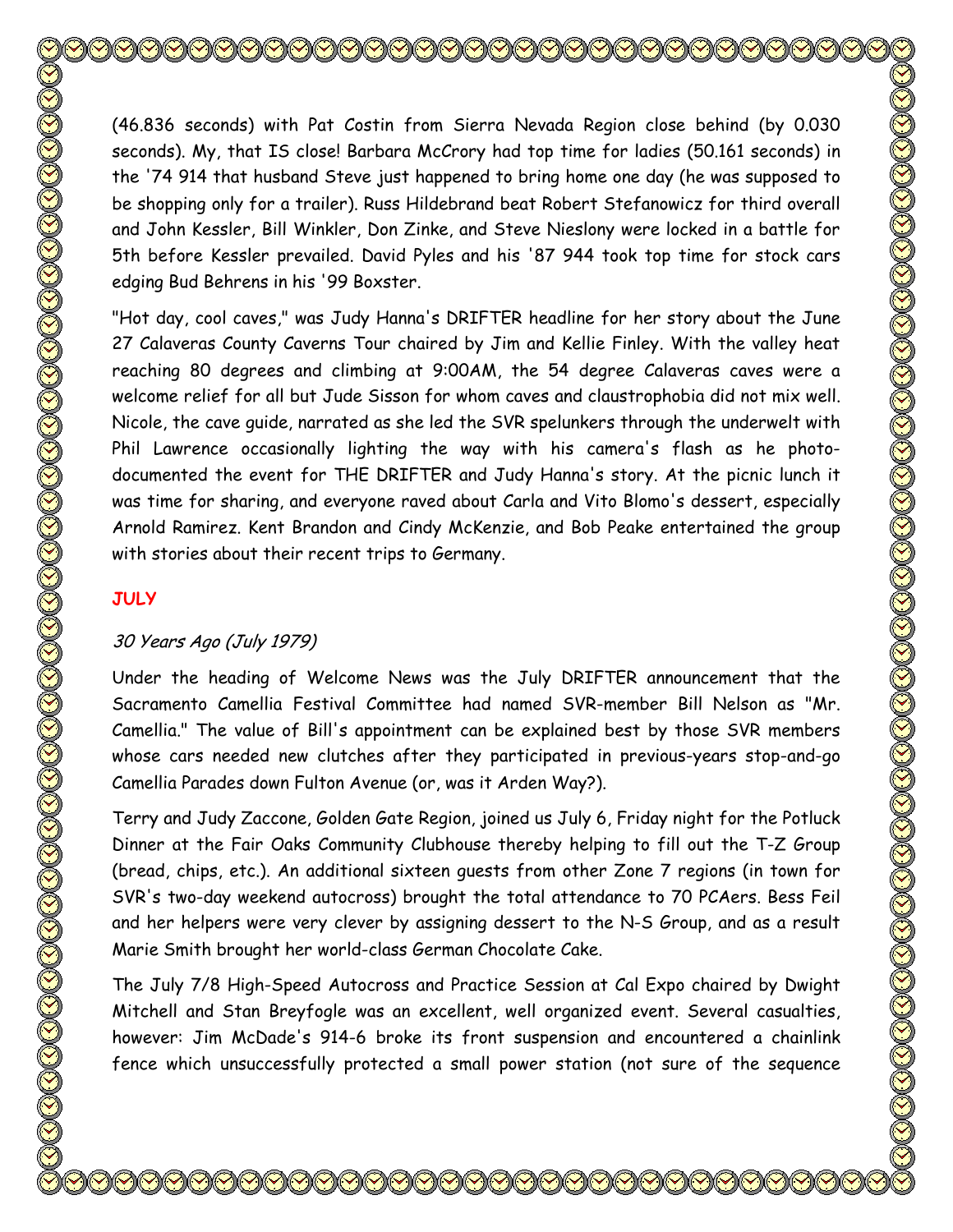(46.836 seconds) with Pat Costin from Sierra Nevada Region close behind (by 0.030 seconds). My, that IS close! Barbara McCrory had top time for ladies (50.161 seconds) in the '74 914 that husband Steve just happened to bring home one day (he was supposed to be shopping only for a trailer). Russ Hildebrand beat Robert Stefanowicz for third overall and John Kessler, Bill Winkler, Don Zinke, and Steve Nieslony were locked in a battle for 5th before Kessler prevailed. David Pyles and his '87 944 took top time for stock cars edging Bud Behrens in his '99 Boxster.

"Hot day, cool caves," was Judy Hanna's DRIFTER headline for her story about the June 27 Calaveras County Caverns Tour chaired by Jim and Kellie Finley. With the valley heat reaching 80 degrees and climbing at 9:00AM, the 54 degree Calaveras caves were a welcome relief for all but Jude Sisson for whom caves and claustrophobia did not mix well. Nicole, the cave guide, narrated as she led the SVR spelunkers through the underwelt with Phil Lawrence occasionally lighting the way with his camera's flash as he photo-documented the event for THE DRIFTER and Judy Hanna's story. At the picnic lunch it was time for sharing, and everyone raved about Carla and Vito Blomo's dessert, especially Arnold Ramirez. Kent Brandon and Cindy McKenzie, and Bob Peake entertained the group with stories about their recent trips to Germany.

## JULY

*30 Years Ago (July 1979)*

Under the heading of Welcome News was the July DRIFTER announcement that the Sacramento Camellia Festival Committee had named SVR-member Bill Nelson as "Mr. Camellia." The value of Bill's appointment can be explained best by those SVR members whose cars needed new clutches after they participated in previous-years stop-and-go Camellia Parades down Fulton Avenue (or, was it Arden Way?).

Terry and Judy Zaccone, Golden Gate Region, joined us July 6, Friday night for the Potluck Dinner at the Fair Oaks Community Clubhouse thereby helping to fill out the T-Z Group (bread, chips, etc.). An additional sixteen guests from other Zone 7 regions (in town for SVR's two-day weekend autocross) brought the total attendance to 70 PCAers. Bess Feil and her helpers were very clever by assigning dessert to the N-S Group, and as a result Marie Smith brought her world-class German Chocolate Cake.

The July 7/8 High-Speed Autocross and Practice Session at Cal Expo chaired by Dwight Mitchell and Stan Breyfogle was an excellent, well organized event. Several casualties, however: Jim McDade's 914-6 broke its front suspension and encountered a chainlink fence which unsuccessfully protected a small power station (not sure of the sequence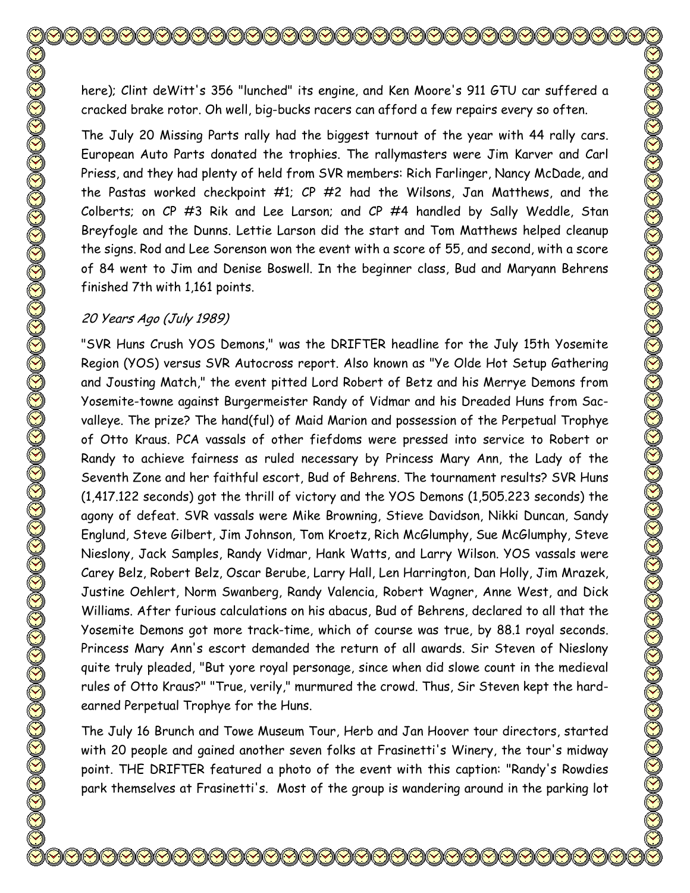here); Clint deWitt's 356 "lunched" its engine, and Ken Moore's 911 GTU car suffered a cracked brake rotor. Oh well, big-bucks racers can afford a few repairs every so often.

The July 20 Missing Parts rally had the biggest turnout of the year with 44 rally cars. European Auto Parts donated the trophies. The rallymasters were Jim Karver and Carl Priess, and they had plenty of held from SVR members: Rich Farlinger, Nancy McDade, and the Pastas worked checkpoint #1; CP #2 had the Wilsons, Jan Matthews, and the Colberts; on CP #3 Rik and Lee Larson; and CP #4 handled by Sally Weddle, Stan Breyfogle and the Dunns. Lettie Larson did the start and Tom Matthews helped cleanup the signs. Rod and Lee Sorenson won the event with a score of 55, and second, with a score of 84 went to Jim and Denise Boswell. In the beginner class, Bud and Maryann Behrens finished 7th with 1,161 points.

*20 Years Ago (July 1989)*

"SVR Huns Crush YOS Demons," was the DRIFTER headline for the July 15th Yosemite Region (YOS) versus SVR Autocross report. Also known as "Ye Olde Hot Setup Gathering and Jousting Match," the event pitted Lord Robert of Betz and his Merrye Demons from Yosemite-towne against Burgermeister Randy of Vidmar and his Dreaded Huns from Sac-valleye. The prize? The hand(ful) of Maid Marion and possession of the Perpetual Trophye of Otto Kraus. PCA vassals of other fiefdoms were pressed into service to Robert or Randy to achieve fairness as ruled necessary by Princess Mary Ann, the Lady of the Seventh Zone and her faithful escort, Bud of Behrens. The tournament results? SVR Huns (1,417.122 seconds) got the thrill of victory and the YOS Demons (1,505.223 seconds) the agony of defeat. SVR vassals were Mike Browning, Stieve Davidson, Nikki Duncan, Sandy Englund, Steve Gilbert, Jim Johnson, Tom Kroetz, Rich McGlumphy, Sue McGlumphy, Steve Nieslony, Jack Samples, Randy Vidmar, Hank Watts, and Larry Wilson. YOS vassals were Carey Belz, Robert Belz, Oscar Berube, Larry Hall, Len Harrington, Dan Holly, Jim Mrazek, Justine Oehlert, Norm Swanberg, Randy Valencia, Robert Wagner, Anne West, and Dick Williams. After furious calculations on his abacus, Bud of Behrens, declared to all that the Yosemite Demons got more track-time, which of course was true, by 88.1 royal seconds. Princess Mary Ann's escort demanded the return of all awards. Sir Steven of Nieslony quite truly pleaded, "But yore royal personage, since when did slowe count in the medieval rules of Otto Kraus?" "True, verily," murmured the crowd. Thus, Sir Steven kept the hard-earned Perpetual Trophye for the Huns.

The July 16 Brunch and Towe Museum Tour, Herb and Jan Hoover tour directors, started with 20 people and gained another seven folks at Frasinetti's Winery, the tour's midway point. THE DRIFTER featured a photo of the event with this caption: "Randy's Rowdies park themselves at Frasinetti's. Most of the group is wandering around in the parking lot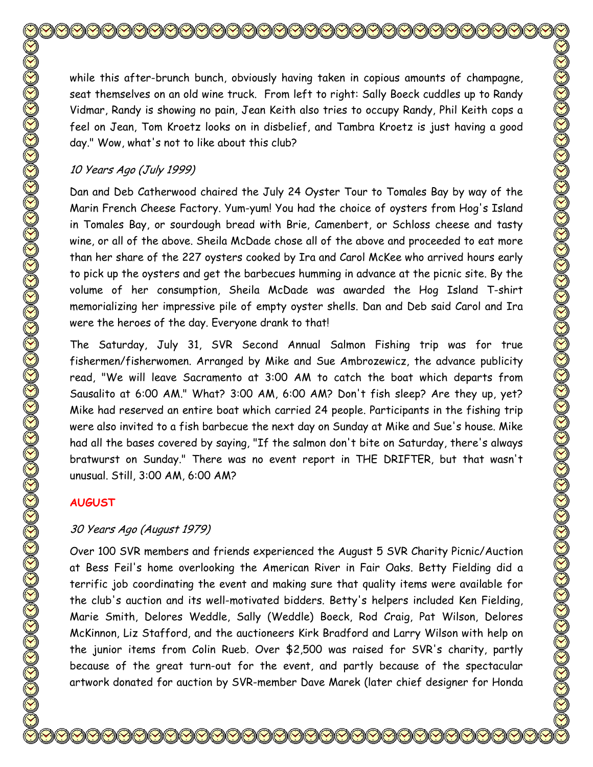while this after-brunch bunch, obviously having taken in copious amounts of champagne, seat themselves on an old wine truck. From left to right: Sally Boeck cuddles up to Randy Vidmar, Randy is showing no pain, Jean Keith also tries to occupy Randy, Phil Keith cops a feel on Jean, Tom Kroetz looks on in disbelief, and Tambra Kroetz is just having a good day." Wow, what's not to like about this club?

*10 Years Ago (July 1999)*

Dan and Deb Catherwood chaired the July 24 Oyster Tour to Tomales Bay by way of the Marin French Cheese Factory. Yum-yum! You had the choice of oysters from Hog's Island in Tomales Bay, or sourdough bread with Brie, Camenbert, or Schloss cheese and tasty wine, or all of the above. Sheila McDade chose all of the above and proceeded to eat more than her share of the 227 oysters cooked by Ira and Carol McKee who arrived hours early to pick up the oysters and get the barbecues humming in advance at the picnic site. By the volume of her consumption, Sheila McDade was awarded the Hog Island T-shirt memorializing her impressive pile of empty oyster shells. Dan and Deb said Carol and Ira were the heroes of the day. Everyone drank to that!

The Saturday, July 31, SVR Second Annual Salmon Fishing trip was for true fishermen/fisherwomen. Arranged by Mike and Sue Ambrozewicz, the advance publicity read, "We will leave Sacramento at 3:00 AM to catch the boat which departs from Sausalito at 6:00 AM." What? 3:00 AM, 6:00 AM? Don't fish sleep? Are they up, yet? Mike had reserved an entire boat which carried 24 people. Participants in the fishing trip were also invited to a fish barbecue the next day on Sunday at Mike and Sue's house. Mike had all the bases covered by saying, "If the salmon don't bite on Saturday, there's always bratwurst on Sunday." There was no event report in THE DRIFTER, but that wasn't unusual. Still, 3:00 AM, 6:00 AM?

**AUGUST**

*30 Years Ago (August 1979)*

Over 100 SVR members and friends experienced the August 5 SVR Charity Picnic/Auction at Bess Feil's home overlooking the American River in Fair Oaks. Betty Fielding did a terrific job coordinating the event and making sure that quality items were available for the club's auction and its well-motivated bidders. Betty's helpers included Ken Fielding, Marie Smith, Delores Weddle, Sally (Weddle) Boeck, Rod Craig, Pat Wilson, Delores McKinnon, Liz Stafford, and the auctioneers Kirk Bradford and Larry Wilson with help on the junior items from Colin Rueb. Over $2,500 was raised for SVR's charity, partly because of the great turn-out for the event, and partly because of the spectacular artwork donated for auction by SVR-member Dave Marek (later chief designer for Honda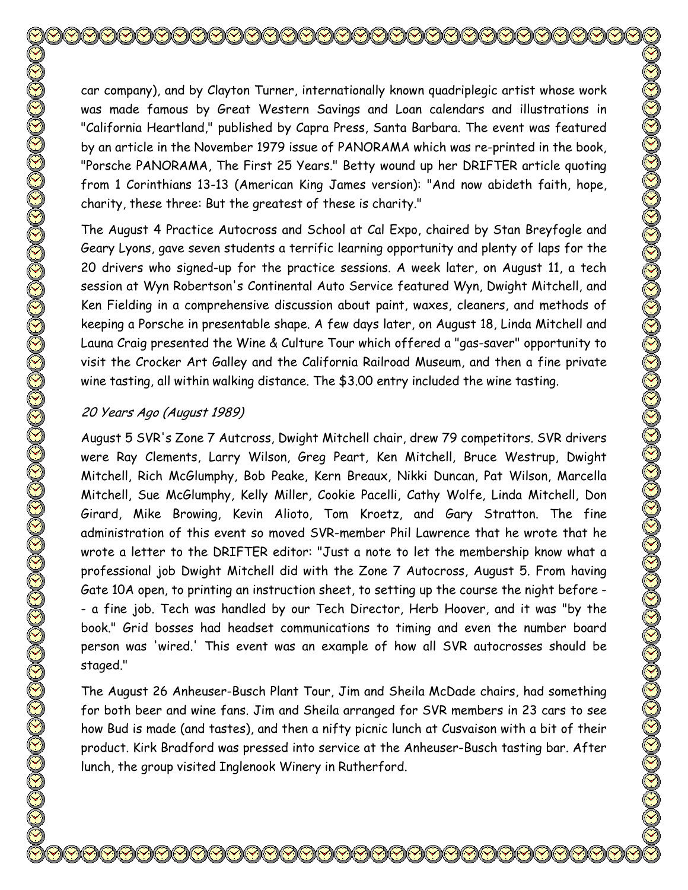car company), and by Clayton Turner, internationally known quadriplegic artist whose work was made famous by Great Western Savings and Loan calendars and illustrations in "California Heartland," published by Capra Press, Santa Barbara. The event was featured by an article in the November 1979 issue of PANORAMA which was re-printed in the book, "Porsche PANORAMA, The First 25 Years." Betty wound up her DRIFTER article quoting from 1 Corinthians 13-13 (American King James version): "And now abideth faith, hope, charity, these three: But the greatest of these is charity."

The August 4 Practice Autocross and School at Cal Expo, chaired by Stan Breyfogle and Geary Lyons, gave seven students a terrific learning opportunity and plenty of laps for the 20 drivers who signed-up for the practice sessions. A week later, on August 11, a tech session at Wyn Robertson's Continental Auto Service featured Wyn, Dwight Mitchell, and Ken Fielding in a comprehensive discussion about paint, waxes, cleaners, and methods of keeping a Porsche in presentable shape. A few days later, on August 18, Linda Mitchell and Launa Craig presented the Wine & Culture Tour which offered a "gas-saver" opportunity to visit the Crocker Art Galley and the California Railroad Museum, and then a fine private wine tasting, all within walking distance. The $3.00 entry included the wine tasting.

*20 Years Ago (August 1989)*

August 5 SVR's Zone 7 Autcross, Dwight Mitchell chair, drew 79 competitors. SVR drivers were Ray Clements, Larry Wilson, Greg Peart, Ken Mitchell, Bruce Westrup, Dwight Mitchell, Rich McGlumphy, Bob Peake, Kern Breaux, Nikki Duncan, Pat Wilson, Marcella Mitchell, Sue McGlumphy, Kelly Miller, Cookie Pacelli, Cathy Wolfe, Linda Mitchell, Don Girard, Mike Browing, Kevin Alioto, Tom Kroetz, and Gary Stratton. The fine administration of this event so moved SVR-member Phil Lawrence that he wrote that he wrote a letter to the DRIFTER editor: "Just a note to let the membership know what a professional job Dwight Mitchell did with the Zone 7 Autocross, August 5. From having Gate 10A open, to printing an instruction sheet, to setting up the course the night before -- a fine job. Tech was handled by our Tech Director, Herb Hoover, and it was "by the book." Grid bosses had headset communications to timing and even the number board person was 'wired.' This event was an example of how all SVR autocrosses should be staged."

The August 26 Anheuser-Busch Plant Tour, Jim and Sheila McDade chairs, had something for both beer and wine fans. Jim and Sheila arranged for SVR members in 23 cars to see how Bud is made (and tastes), and then a nifty picnic lunch at Cusvaison with a bit of their product. Kirk Bradford was pressed into service at the Anheuser-Busch tasting bar. After lunch, the group visited Inglenook Winery in Rutherford.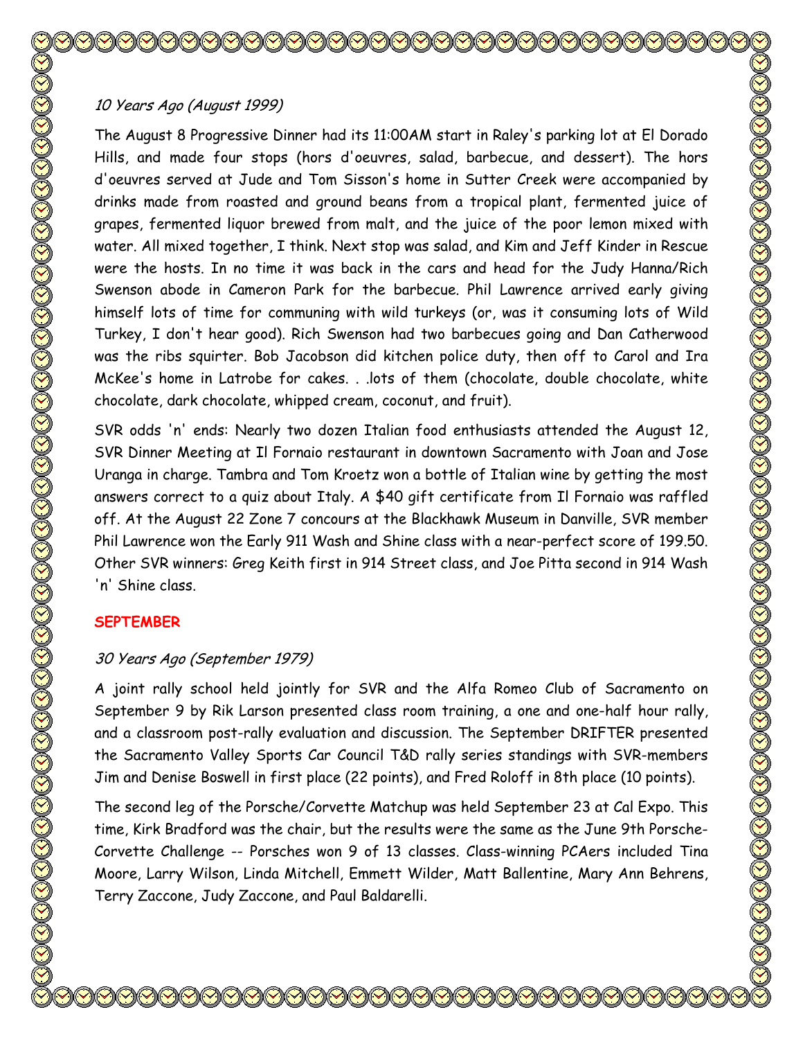*10 Years Ago (August 1999)*

The August 8 Progressive Dinner had its 11:00AM start in Raley's parking lot at El Dorado Hills, and made four stops (hors d'oeuvres, salad, barbecue, and dessert). The hors d'oeuvres served at Jude and Tom Sisson's home in Sutter Creek were accompanied by drinks made from roasted and ground beans from a tropical plant, fermented juice of grapes, fermented liquor brewed from malt, and the juice of the poor lemon mixed with water. All mixed together, I think. Next stop was salad, and Kim and Jeff Kinder in Rescue were the hosts. In no time it was back in the cars and head for the Judy Hanna/Rich Swenson abode in Cameron Park for the barbecue. Phil Lawrence arrived early giving himself lots of time for communing with wild turkeys (or, was it consuming lots of Wild Turkey, I don't hear good). Rich Swenson had two barbecues going and Dan Catherwood was the ribs squirter. Bob Jacobson did kitchen police duty, then off to Carol and Ira McKee's home in Latrobe for cakes. . .lots of them (chocolate, double chocolate, white chocolate, dark chocolate, whipped cream, coconut, and fruit).

SVR odds 'n' ends: Nearly two dozen Italian food enthusiasts attended the August 12, SVR Dinner Meeting at Il Fornaio restaurant in downtown Sacramento with Joan and Jose Uranga in charge. Tambra and Tom Kroetz won a bottle of Italian wine by getting the most answers correct to a quiz about Italy. A $40 gift certificate from Il Fornaio was raffled off. At the August 22 Zone 7 concours at the Blackhawk Museum in Danville, SVR member Phil Lawrence won the Early 911 Wash and Shine class with a near-perfect score of 199.50. Other SVR winners: Greg Keith first in 914 Street class, and Joe Pitta second in 914 Wash 'n' Shine class.

## SEPTEMBER

*30 Years Ago (September 1979)*

A joint rally school held jointly for SVR and the Alfa Romeo Club of Sacramento on September 9 by Rik Larson presented class room training, a one and one-half hour rally, and a classroom post-rally evaluation and discussion. The September DRIFTER presented the Sacramento Valley Sports Car Council T&D rally series standings with SVR-members Jim and Denise Boswell in first place (22 points), and Fred Roloff in 8th place (10 points).

The second leg of the Porsche/Corvette Matchup was held September 23 at Cal Expo. This time, Kirk Bradford was the chair, but the results were the same as the June 9th Porsche-Corvette Challenge -- Porsches won 9 of 13 classes. Class-winning PCAers included Tina Moore, Larry Wilson, Linda Mitchell, Emmett Wilder, Matt Ballentine, Mary Ann Behrens, Terry Zaccone, Judy Zaccone, and Paul Baldarelli.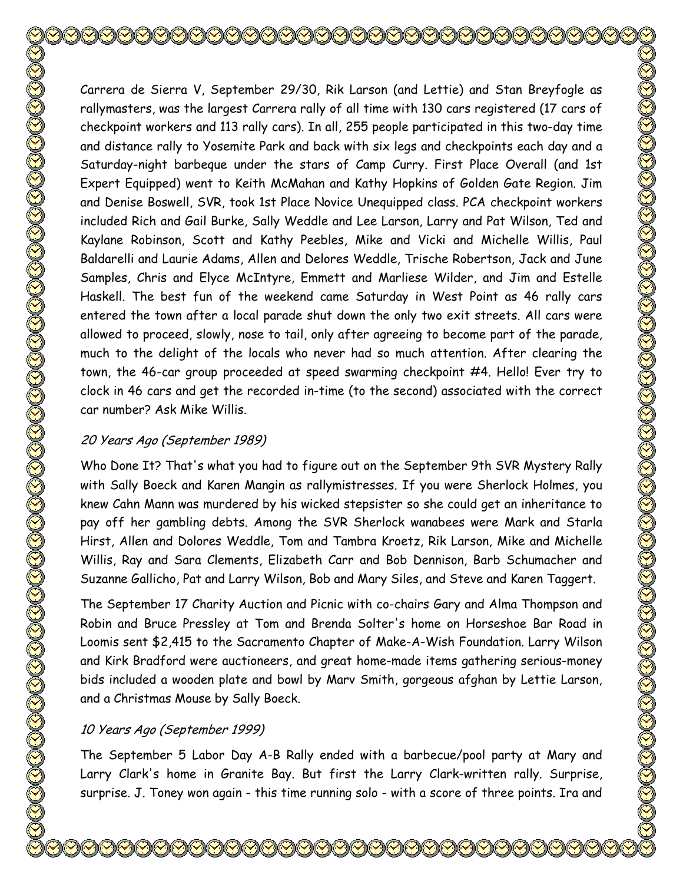Carrera de Sierra V, September 29/30, Rik Larson (and Lettie) and Stan Breyfogle as rallymasters, was the largest Carrera rally of all time with 130 cars registered (17 cars of checkpoint workers and 113 rally cars). In all, 255 people participated in this two-day time and distance rally to Yosemite Park and back with six legs and checkpoints each day and a Saturday-night barbeque under the stars of Camp Curry. First Place Overall (and 1st Expert Equipped) went to Keith McMahan and Kathy Hopkins of Golden Gate Region. Jim and Denise Boswell, SVR, took 1st Place Novice Unequipped class. PCA checkpoint workers included Rich and Gail Burke, Sally Weddle and Lee Larson, Larry and Pat Wilson, Ted and Kaylane Robinson, Scott and Kathy Peebles, Mike and Vicki and Michelle Willis, Paul Baldarelli and Laurie Adams, Allen and Delores Weddle, Trische Robertson, Jack and June Samples, Chris and Elyce McIntyre, Emmett and Marliese Wilder, and Jim and Estelle Haskell. The best fun of the weekend came Saturday in West Point as 46 rally cars entered the town after a local parade shut down the only two exit streets. All cars were allowed to proceed, slowly, nose to tail, only after agreeing to become part of the parade, much to the delight of the locals who never had so much attention. After clearing the town, the 46-car group proceeded at speed swarming checkpoint #4. Hello! Ever try to clock in 46 cars and get the recorded in-time (to the second) associated with the correct car number? Ask Mike Willis.

### *20 Years Ago (September 1989)*

Who Done It? That's what you had to figure out on the September 9th SVR Mystery Rally with Sally Boeck and Karen Mangin as rallymistresses. If you were Sherlock Holmes, you knew Cahn Mann was murdered by his wicked stepsister so she could get an inheritance to pay off her gambling debts. Among the SVR Sherlock wanabees were Mark and Starla Hirst, Allen and Dolores Weddle, Tom and Tambra Kroetz, Rik Larson, Mike and Michelle Willis, Ray and Sara Clements, Elizabeth Carr and Bob Dennison, Barb Schumacher and Suzanne Gallicho, Pat and Larry Wilson, Bob and Mary Siles, and Steve and Karen Taggert.

The September 17 Charity Auction and Picnic with co-chairs Gary and Alma Thompson and Robin and Bruce Pressley at Tom and Brenda Solter's home on Horseshoe Bar Road in Loomis sent $2,415 to the Sacramento Chapter of Make-A-Wish Foundation. Larry Wilson and Kirk Bradford were auctioneers, and great home-made items gathering serious-money bids included a wooden plate and bowl by Marv Smith, gorgeous afghan by Lettie Larson, and a Christmas Mouse by Sally Boeck.

### *10 Years Ago (September 1999)*

The September 5 Labor Day A-B Rally ended with a barbecue/pool party at Mary and Larry Clark's home in Granite Bay. But first the Larry Clark-written rally. Surprise, surprise. J. Toney won again - this time running solo - with a score of three points. Ira and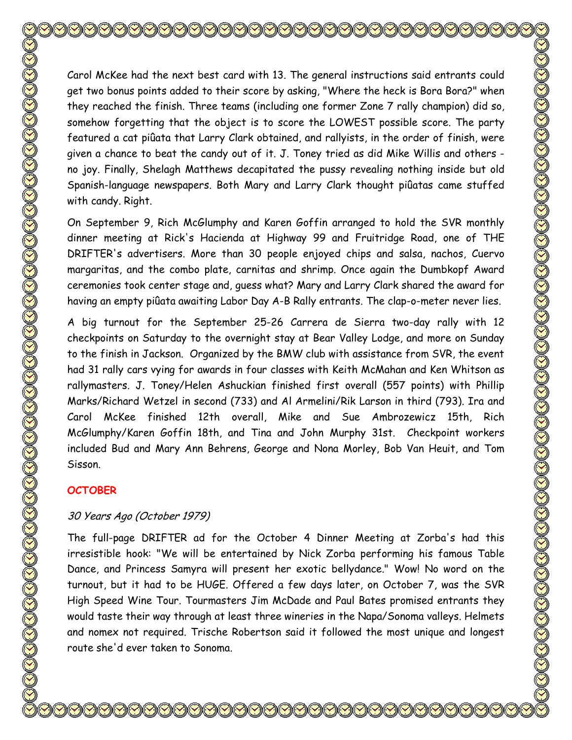Carol McKee had the next best card with 13. The general instructions said entrants could get two bonus points added to their score by asking, "Where the heck is Bora Bora?" when they reached the finish. Three teams (including one former Zone 7 rally champion) did so, somehow forgetting that the object is to score the LOWEST possible score. The party featured a cat piûata that Larry Clark obtained, and rallyists, in the order of finish, were given a chance to beat the candy out of it. J. Toney tried as did Mike Willis and others - no joy. Finally, Shelagh Matthews decapitated the pussy revealing nothing inside but old Spanish-language newspapers. Both Mary and Larry Clark thought piûatas came stuffed with candy. Right.

On September 9, Rich McGlumphy and Karen Goffin arranged to hold the SVR monthly dinner meeting at Rick's Hacienda at Highway 99 and Fruitridge Road, one of THE DRIFTER's advertisers. More than 30 people enjoyed chips and salsa, nachos, Cuervo margaritas, and the combo plate, carnitas and shrimp. Once again the Dumbkopf Award ceremonies took center stage and, guess what? Mary and Larry Clark shared the award for having an empty piûata awaiting Labor Day A-B Rally entrants. The clap-o-meter never lies.

A big turnout for the September 25-26 Carrera de Sierra two-day rally with 12 checkpoints on Saturday to the overnight stay at Bear Valley Lodge, and more on Sunday to the finish in Jackson. Organized by the BMW club with assistance from SVR, the event had 31 rally cars vying for awards in four classes with Keith McMahan and Ken Whitson as rallymasters. J. Toney/Helen Ashuckian finished first overall (557 points) with Phillip Marks/Richard Wetzel in second (733) and Al Armelini/Rik Larson in third (793). Ira and Carol McKee finished 12th overall, Mike and Sue Ambrozewicz 15th, Rich McGlumphy/Karen Goffin 18th, and Tina and John Murphy 31st. Checkpoint workers included Bud and Mary Ann Behrens, George and Nona Morley, Bob Van Heuit, and Tom Sisson.

## OCTOBER

*30 Years Ago (October 1979)*

The full-page DRIFTER ad for the October 4 Dinner Meeting at Zorba's had this irresistible hook: "We will be entertained by Nick Zorba performing his famous Table Dance, and Princess Samyra will present her exotic bellydance." Wow! No word on the turnout, but it had to be HUGE. Offered a few days later, on October 7, was the SVR High Speed Wine Tour. Tourmasters Jim McDade and Paul Bates promised entrants they would taste their way through at least three wineries in the Napa/Sonoma valleys. Helmets and nomex not required. Trische Robertson said it followed the most unique and longest route she'd ever taken to Sonoma.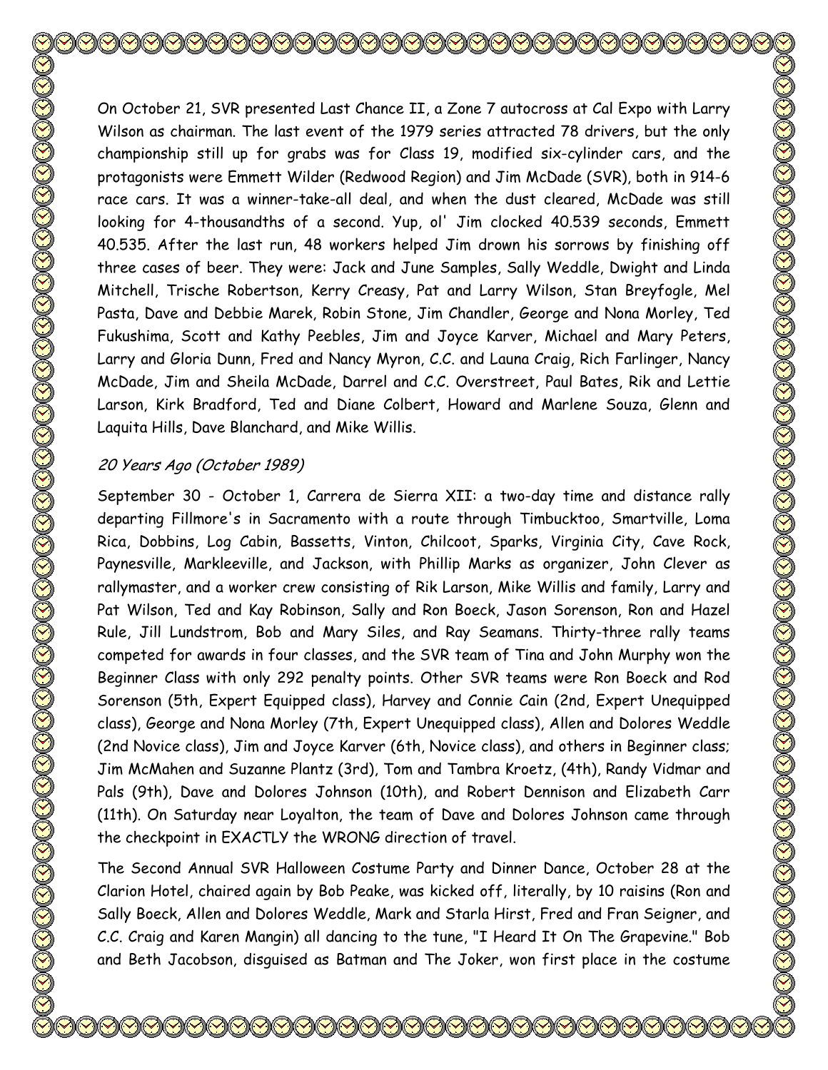On October 21, SVR presented Last Chance II, a Zone 7 autocross at Cal Expo with Larry Wilson as chairman. The last event of the 1979 series attracted 78 drivers, but the only championship still up for grabs was for Class 19, modified six-cylinder cars, and the protagonists were Emmett Wilder (Redwood Region) and Jim McDade (SVR), both in 914-6 race cars. It was a winner-take-all deal, and when the dust cleared, McDade was still looking for 4-thousandths of a second. Yup, ol' Jim clocked 40.539 seconds, Emmett 40.535. After the last run, 48 workers helped Jim drown his sorrows by finishing off three cases of beer. They were: Jack and June Samples, Sally Weddle, Dwight and Linda Mitchell, Trische Robertson, Kerry Creasy, Pat and Larry Wilson, Stan Breyfogle, Mel Pasta, Dave and Debbie Marek, Robin Stone, Jim Chandler, George and Nona Morley, Ted Fukushima, Scott and Kathy Peebles, Jim and Joyce Karver, Michael and Mary Peters, Larry and Gloria Dunn, Fred and Nancy Myron, C.C. and Launa Craig, Rich Farlinger, Nancy McDade, Jim and Sheila McDade, Darrel and C.C. Overstreet, Paul Bates, Rik and Lettie Larson, Kirk Bradford, Ted and Diane Colbert, Howard and Marlene Souza, Glenn and Laquita Hills, Dave Blanchard, and Mike Willis.

*20 Years Ago (October 1989)*

September 30 - October 1, Carrera de Sierra XII: a two-day time and distance rally departing Fillmore's in Sacramento with a route through Timbucktoo, Smartville, Loma Rica, Dobbins, Log Cabin, Bassetts, Vinton, Chilcoot, Sparks, Virginia City, Cave Rock, Paynesville, Markleeville, and Jackson, with Phillip Marks as organizer, John Clever as rallymaster, and a worker crew consisting of Rik Larson, Mike Willis and family, Larry and Pat Wilson, Ted and Kay Robinson, Sally and Ron Boeck, Jason Sorenson, Ron and Hazel Rule, Jill Lundstrom, Bob and Mary Siles, and Ray Seamans. Thirty-three rally teams competed for awards in four classes, and the SVR team of Tina and John Murphy won the Beginner Class with only 292 penalty points. Other SVR teams were Ron Boeck and Rod Sorenson (5th, Expert Equipped class), Harvey and Connie Cain (2nd, Expert Unequipped class), George and Nona Morley (7th, Expert Unequipped class), Allen and Dolores Weddle (2nd Novice class), Jim and Joyce Karver (6th, Novice class), and others in Beginner class; Jim McMahen and Suzanne Plantz (3rd), Tom and Tambra Kroetz, (4th), Randy Vidmar and Pals (9th), Dave and Dolores Johnson (10th), and Robert Dennison and Elizabeth Carr (11th). On Saturday near Loyalton, the team of Dave and Dolores Johnson came through the checkpoint in EXACTLY the WRONG direction of travel.

The Second Annual SVR Halloween Costume Party and Dinner Dance, October 28 at the Clarion Hotel, chaired again by Bob Peake, was kicked off, literally, by 10 raisins (Ron and Sally Boeck, Allen and Dolores Weddle, Mark and Starla Hirst, Fred and Fran Seigner, and C.C. Craig and Karen Mangin) all dancing to the tune, "I Heard It On The Grapevine." Bob and Beth Jacobson, disguised as Batman and The Joker, won first place in the costume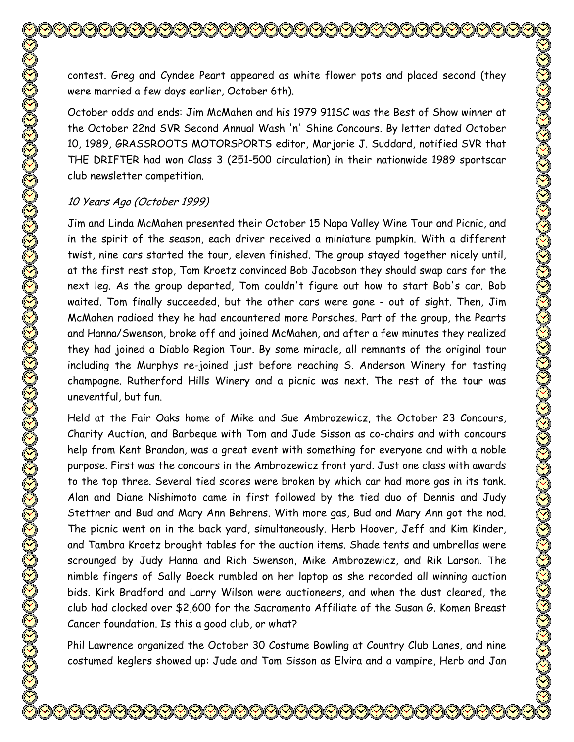contest. Greg and Cyndee Peart appeared as white flower pots and placed second (they were married a few days earlier, October 6th).

October odds and ends: Jim McMahen and his 1979 911SC was the Best of Show winner at the October 22nd SVR Second Annual Wash 'n' Shine Concours. By letter dated October 10, 1989, GRASSROOTS MOTORSPORTS editor, Marjorie J. Suddard, notified SVR that THE DRIFTER had won Class 3 (251-500 circulation) in their nationwide 1989 sportscar club newsletter competition.

### *10 Years Ago (October 1999)*

Jim and Linda McMahen presented their October 15 Napa Valley Wine Tour and Picnic, and in the spirit of the season, each driver received a miniature pumpkin. With a different twist, nine cars started the tour, eleven finished. The group stayed together nicely until, at the first rest stop, Tom Kroetz convinced Bob Jacobson they should swap cars for the next leg. As the group departed, Tom couldn't figure out how to start Bob's car. Bob waited. Tom finally succeeded, but the other cars were gone - out of sight. Then, Jim McMahen radioed they he had encountered more Porsches. Part of the group, the Pearts and Hanna/Swenson, broke off and joined McMahen, and after a few minutes they realized they had joined a Diablo Region Tour. By some miracle, all remnants of the original tour including the Murphys re-joined just before reaching S. Anderson Winery for tasting champagne. Rutherford Hills Winery and a picnic was next. The rest of the tour was uneventful, but fun.

Held at the Fair Oaks home of Mike and Sue Ambrozewicz, the October 23 Concours, Charity Auction, and Barbeque with Tom and Jude Sisson as co-chairs and with concours help from Kent Brandon, was a great event with something for everyone and with a noble purpose. First was the concours in the Ambrozewicz front yard. Just one class with awards to the top three. Several tied scores were broken by which car had more gas in its tank. Alan and Diane Nishimoto came in first followed by the tied duo of Dennis and Judy Stettner and Bud and Mary Ann Behrens. With more gas, Bud and Mary Ann got the nod. The picnic went on in the back yard, simultaneously. Herb Hoover, Jeff and Kim Kinder, and Tambra Kroetz brought tables for the auction items. Shade tents and umbrellas were scrounged by Judy Hanna and Rich Swenson, Mike Ambrozewicz, and Rik Larson. The nimble fingers of Sally Boeck rumbled on her laptop as she recorded all winning auction bids. Kirk Bradford and Larry Wilson were auctioneers, and when the dust cleared, the club had clocked over $2,600 for the Sacramento Affiliate of the Susan G. Komen Breast Cancer foundation. Is this a good club, or what?

Phil Lawrence organized the October 30 Costume Bowling at Country Club Lanes, and nine costumed keglers showed up: Jude and Tom Sisson as Elvira and a vampire, Herb and Jan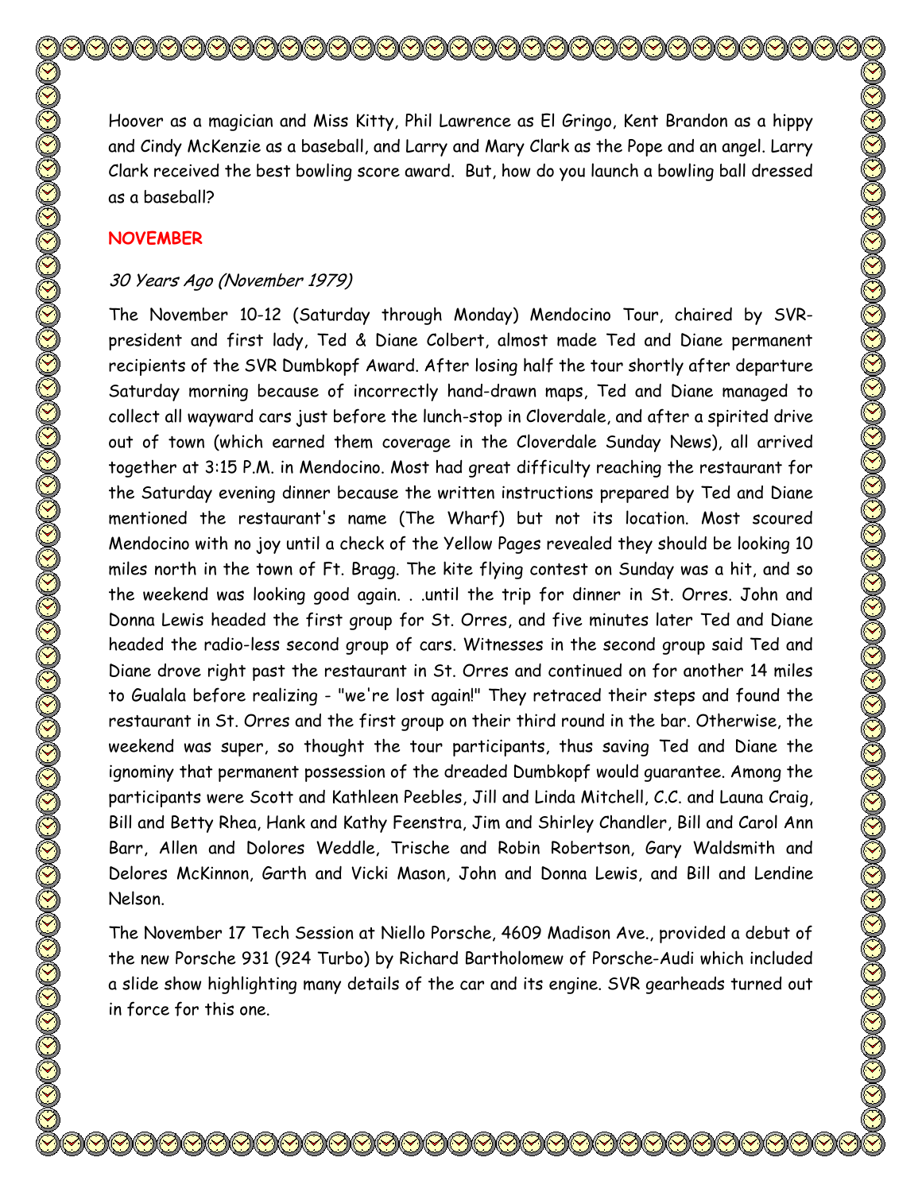Hoover as a magician and Miss Kitty, Phil Lawrence as El Gringo, Kent Brandon as a hippy and Cindy McKenzie as a baseball, and Larry and Mary Clark as the Pope and an angel. Larry Clark received the best bowling score award. But, how do you launch a bowling ball dressed as a baseball?

## NOVEMBER

### *30 Years Ago (November 1979)*

The November 10-12 (Saturday through Monday) Mendocino Tour, chaired by SVR-president and first lady, Ted & Diane Colbert, almost made Ted and Diane permanent recipients of the SVR Dumbkopf Award. After losing half the tour shortly after departure Saturday morning because of incorrectly hand-drawn maps, Ted and Diane managed to collect all wayward cars just before the lunch-stop in Cloverdale, and after a spirited drive out of town (which earned them coverage in the Cloverdale Sunday News), all arrived together at 3:15 P.M. in Mendocino. Most had great difficulty reaching the restaurant for the Saturday evening dinner because the written instructions prepared by Ted and Diane mentioned the restaurant's name (The Wharf) but not its location. Most scoured Mendocino with no joy until a check of the Yellow Pages revealed they should be looking 10 miles north in the town of Ft. Bragg. The kite flying contest on Sunday was a hit, and so the weekend was looking good again. . .until the trip for dinner in St. Orres. John and Donna Lewis headed the first group for St. Orres, and five minutes later Ted and Diane headed the radio-less second group of cars. Witnesses in the second group said Ted and Diane drove right past the restaurant in St. Orres and continued on for another 14 miles to Gualala before realizing - "we're lost again!" They retraced their steps and found the restaurant in St. Orres and the first group on their third round in the bar. Otherwise, the weekend was super, so thought the tour participants, thus saving Ted and Diane the ignominy that permanent possession of the dreaded Dumbkopf would guarantee. Among the participants were Scott and Kathleen Peebles, Jill and Linda Mitchell, C.C. and Launa Craig, Bill and Betty Rhea, Hank and Kathy Feenstra, Jim and Shirley Chandler, Bill and Carol Ann Barr, Allen and Dolores Weddle, Trische and Robin Robertson, Gary Waldsmith and Delores McKinnon, Garth and Vicki Mason, John and Donna Lewis, and Bill and Lendine Nelson.

The November 17 Tech Session at Niello Porsche, 4609 Madison Ave., provided a debut of the new Porsche 931 (924 Turbo) by Richard Bartholomew of Porsche-Audi which included a slide show highlighting many details of the car and its engine. SVR gearheads turned out in force for this one.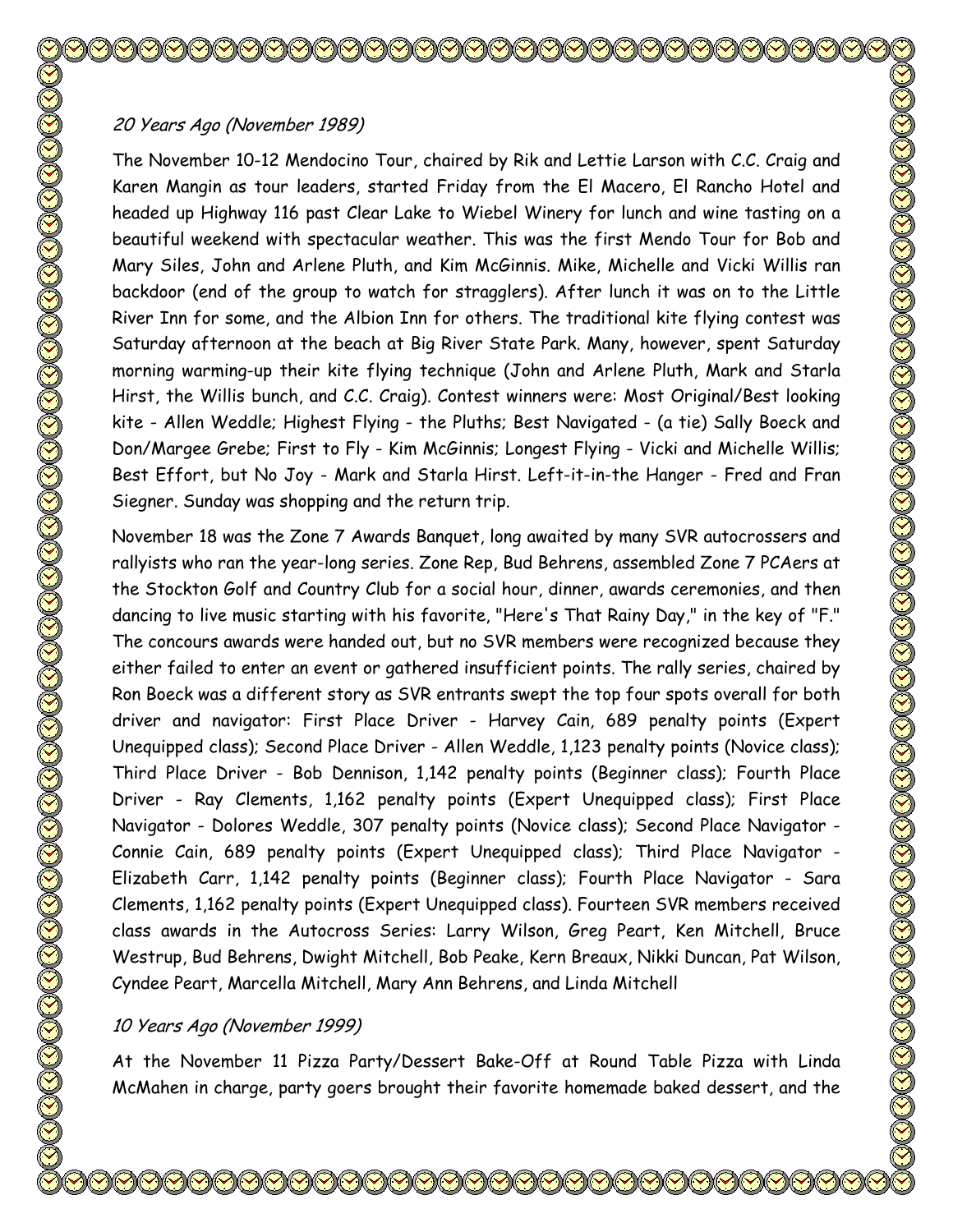*20 Years Ago (November 1989)*

The November 10-12 Mendocino Tour, chaired by Rik and Lettie Larson with C.C. Craig and Karen Mangin as tour leaders, started Friday from the El Macero, El Rancho Hotel and headed up Highway 116 past Clear Lake to Wiebel Winery for lunch and wine tasting on a beautiful weekend with spectacular weather. This was the first Mendo Tour for Bob and Mary Siles, John and Arlene Pluth, and Kim McGinnis. Mike, Michelle and Vicki Willis ran backdoor (end of the group to watch for stragglers). After lunch it was on to the Little River Inn for some, and the Albion Inn for others. The traditional kite flying contest was Saturday afternoon at the beach at Big River State Park. Many, however, spent Saturday morning warming-up their kite flying technique (John and Arlene Pluth, Mark and Starla Hirst, the Willis bunch, and C.C. Craig). Contest winners were: Most Original/Best looking kite - Allen Weddle; Highest Flying - the Pluths; Best Navigated - (a tie) Sally Boeck and Don/Margee Grebe; First to Fly - Kim McGinnis; Longest Flying - Vicki and Michelle Willis; Best Effort, but No Joy - Mark and Starla Hirst. Left-it-in-the Hanger - Fred and Fran Siegner. Sunday was shopping and the return trip.

November 18 was the Zone 7 Awards Banquet, long awaited by many SVR autocrossers and rallyists who ran the year-long series. Zone Rep, Bud Behrens, assembled Zone 7 PCAers at the Stockton Golf and Country Club for a social hour, dinner, awards ceremonies, and then dancing to live music starting with his favorite, "Here's That Rainy Day," in the key of "F." The concours awards were handed out, but no SVR members were recognized because they either failed to enter an event or gathered insufficient points. The rally series, chaired by Ron Boeck was a different story as SVR entrants swept the top four spots overall for both driver and navigator: First Place Driver - Harvey Cain, 689 penalty points (Expert Unequipped class); Second Place Driver - Allen Weddle, 1,123 penalty points (Novice class); Third Place Driver - Bob Dennison, 1,142 penalty points (Beginner class); Fourth Place Driver - Ray Clements, 1,162 penalty points (Expert Unequipped class); First Place Navigator - Dolores Weddle, 307 penalty points (Novice class); Second Place Navigator - Connie Cain, 689 penalty points (Expert Unequipped class); Third Place Navigator - Elizabeth Carr, 1,142 penalty points (Beginner class); Fourth Place Navigator - Sara Clements, 1,162 penalty points (Expert Unequipped class). Fourteen SVR members received class awards in the Autocross Series: Larry Wilson, Greg Peart, Ken Mitchell, Bruce Westrup, Bud Behrens, Dwight Mitchell, Bob Peake, Kern Breaux, Nikki Duncan, Pat Wilson, Cyndee Peart, Marcella Mitchell, Mary Ann Behrens, and Linda Mitchell

*10 Years Ago (November 1999)*

At the November 11 Pizza Party/Dessert Bake-Off at Round Table Pizza with Linda McMahen in charge, party goers brought their favorite homemade baked dessert, and the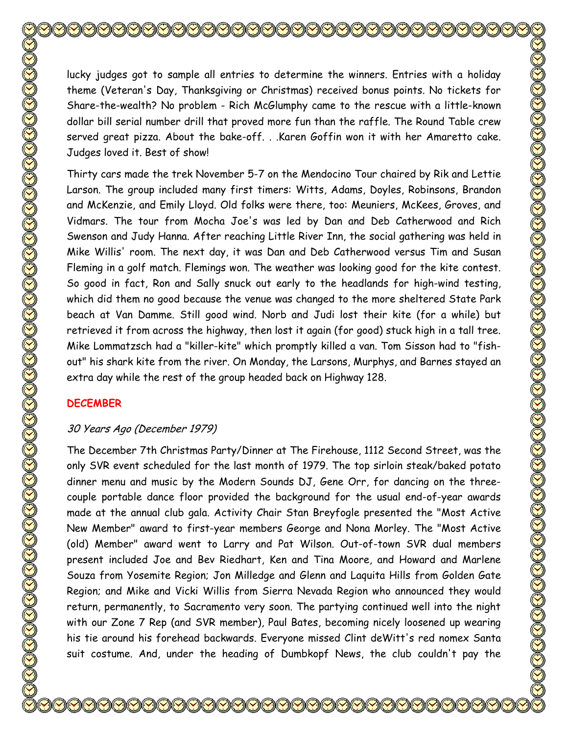lucky judges got to sample all entries to determine the winners. Entries with a holiday theme (Veteran's Day, Thanksgiving or Christmas) received bonus points. No tickets for Share-the-wealth? No problem - Rich McGlumphy came to the rescue with a little-known dollar bill serial number drill that proved more fun than the raffle. The Round Table crew served great pizza. About the bake-off. . .Karen Goffin won it with her Amaretto cake. Judges loved it. Best of show!

Thirty cars made the trek November 5-7 on the Mendocino Tour chaired by Rik and Lettie Larson. The group included many first timers: Witts, Adams, Doyles, Robinsons, Brandon and McKenzie, and Emily Lloyd. Old folks were there, too: Meuniers, McKees, Groves, and Vidmars. The tour from Mocha Joe's was led by Dan and Deb Catherwood and Rich Swenson and Judy Hanna. After reaching Little River Inn, the social gathering was held in Mike Willis' room. The next day, it was Dan and Deb Catherwood versus Tim and Susan Fleming in a golf match. Flemings won. The weather was looking good for the kite contest. So good in fact, Ron and Sally snuck out early to the headlands for high-wind testing, which did them no good because the venue was changed to the more sheltered State Park beach at Van Damme. Still good wind. Norb and Judi lost their kite (for a while) but retrieved it from across the highway, then lost it again (for good) stuck high in a tall tree. Mike Lommatzsch had a "killer-kite" which promptly killed a van. Tom Sisson had to "fish-out" his shark kite from the river. On Monday, the Larsons, Murphys, and Barnes stayed an extra day while the rest of the group headed back on Highway 128.

## DECEMBER

### *30 Years Ago (December 1979)*

The December 7th Christmas Party/Dinner at The Firehouse, 1112 Second Street, was the only SVR event scheduled for the last month of 1979. The top sirloin steak/baked potato dinner menu and music by the Modern Sounds DJ, Gene Orr, for dancing on the three-couple portable dance floor provided the background for the usual end-of-year awards made at the annual club gala. Activity Chair Stan Breyfogle presented the "Most Active New Member" award to first-year members George and Nona Morley. The "Most Active (old) Member" award went to Larry and Pat Wilson. Out-of-town SVR dual members present included Joe and Bev Riedhart, Ken and Tina Moore, and Howard and Marlene Souza from Yosemite Region; Jon Milledge and Glenn and Laquita Hills from Golden Gate Region; and Mike and Vicki Willis from Sierra Nevada Region who announced they would return, permanently, to Sacramento very soon. The partying continued well into the night with our Zone 7 Rep (and SVR member), Paul Bates, becoming nicely loosened up wearing his tie around his forehead backwards. Everyone missed Clint deWitt's red nomex Santa suit costume. And, under the heading of Dumbkopf News, the club couldn't pay the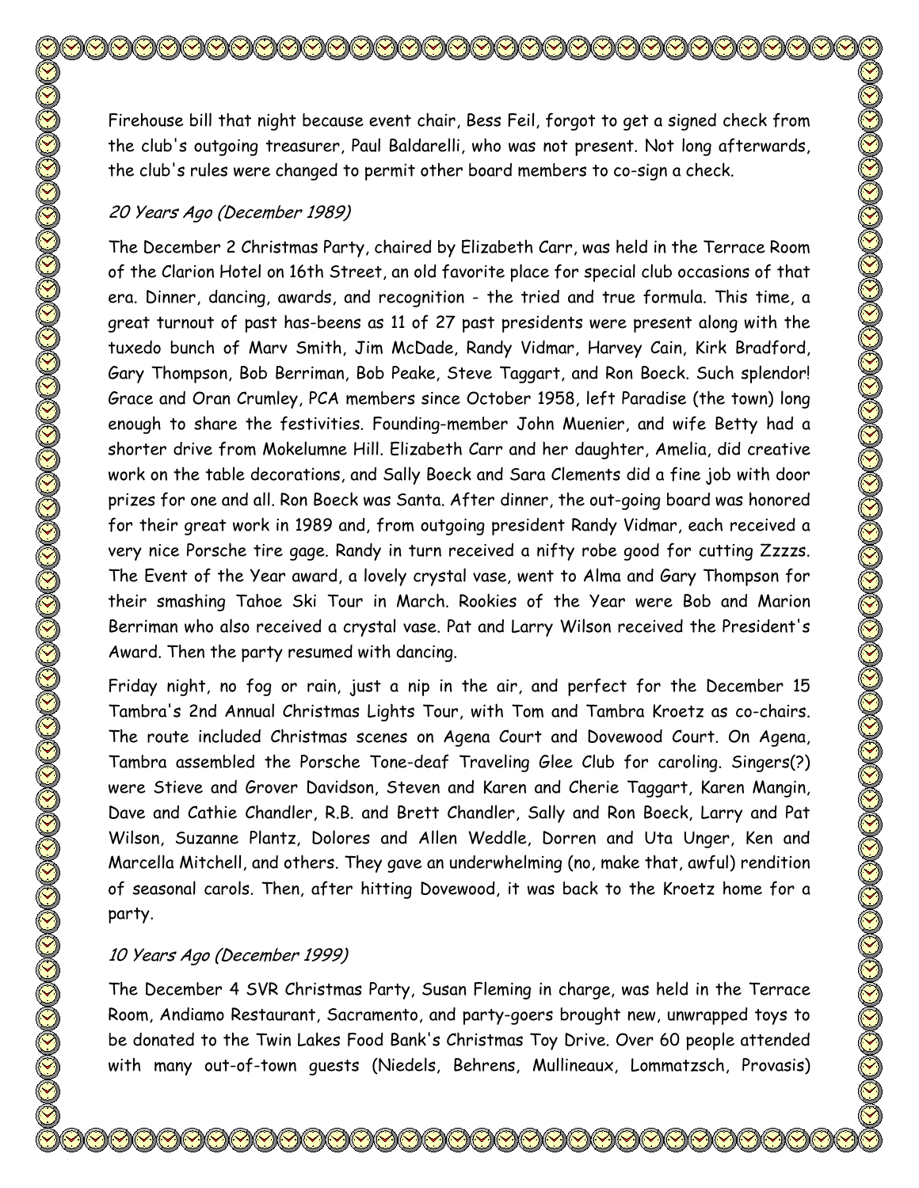Firehouse bill that night because event chair, Bess Feil, forgot to get a signed check from the club's outgoing treasurer, Paul Baldarelli, who was not present. Not long afterwards, the club's rules were changed to permit other board members to co-sign a check.

*20 Years Ago (December 1989)*

The December 2 Christmas Party, chaired by Elizabeth Carr, was held in the Terrace Room of the Clarion Hotel on 16th Street, an old favorite place for special club occasions of that era. Dinner, dancing, awards, and recognition - the tried and true formula. This time, a great turnout of past has-beens as 11 of 27 past presidents were present along with the tuxedo bunch of Marv Smith, Jim McDade, Randy Vidmar, Harvey Cain, Kirk Bradford, Gary Thompson, Bob Berriman, Bob Peake, Steve Taggart, and Ron Boeck. Such splendor! Grace and Oran Crumley, PCA members since October 1958, left Paradise (the town) long enough to share the festivities. Founding-member John Muenier, and wife Betty had a shorter drive from Mokelumne Hill. Elizabeth Carr and her daughter, Amelia, did creative work on the table decorations, and Sally Boeck and Sara Clements did a fine job with door prizes for one and all. Ron Boeck was Santa. After dinner, the out-going board was honored for their great work in 1989 and, from outgoing president Randy Vidmar, each received a very nice Porsche tire gage. Randy in turn received a nifty robe good for cutting Zzzzs. The Event of the Year award, a lovely crystal vase, went to Alma and Gary Thompson for their smashing Tahoe Ski Tour in March. Rookies of the Year were Bob and Marion Berriman who also received a crystal vase. Pat and Larry Wilson received the President's Award. Then the party resumed with dancing.

Friday night, no fog or rain, just a nip in the air, and perfect for the December 15 Tambra's 2nd Annual Christmas Lights Tour, with Tom and Tambra Kroetz as co-chairs. The route included Christmas scenes on Agena Court and Dovewood Court. On Agena, Tambra assembled the Porsche Tone-deaf Traveling Glee Club for caroling. Singers(?) were Stieve and Grover Davidson, Steven and Karen and Cherie Taggart, Karen Mangin, Dave and Cathie Chandler, R.B. and Brett Chandler, Sally and Ron Boeck, Larry and Pat Wilson, Suzanne Plantz, Dolores and Allen Weddle, Dorren and Uta Unger, Ken and Marcella Mitchell, and others. They gave an underwhelming (no, make that, awful) rendition of seasonal carols. Then, after hitting Dovewood, it was back to the Kroetz home for a party.

*10 Years Ago (December 1999)*

The December 4 SVR Christmas Party, Susan Fleming in charge, was held in the Terrace Room, Andiamo Restaurant, Sacramento, and party-goers brought new, unwrapped toys to be donated to the Twin Lakes Food Bank's Christmas Toy Drive. Over 60 people attended with many out-of-town guests (Niedels, Behrens, Mullineaux, Lommatzsch, Provasis)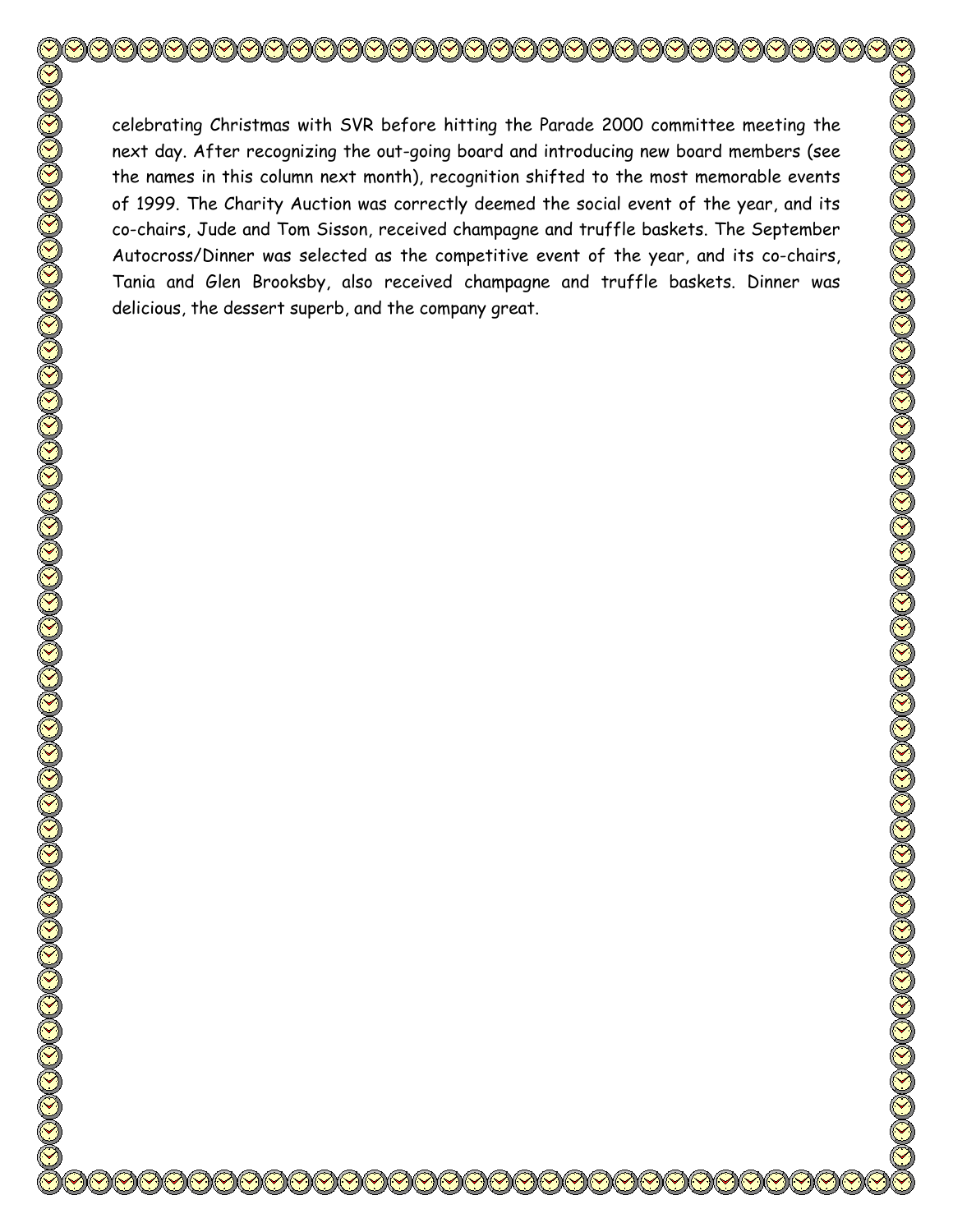celebrating Christmas with SVR before hitting the Parade 2000 committee meeting the next day. After recognizing the out-going board and introducing new board members (see the names in this column next month), recognition shifted to the most memorable events of 1999. The Charity Auction was correctly deemed the social event of the year, and its co-chairs, Jude and Tom Sisson, received champagne and truffle baskets. The September Autocross/Dinner was selected as the competitive event of the year, and its co-chairs, Tania and Glen Brooksby, also received champagne and truffle baskets. Dinner was delicious, the dessert superb, and the company great.